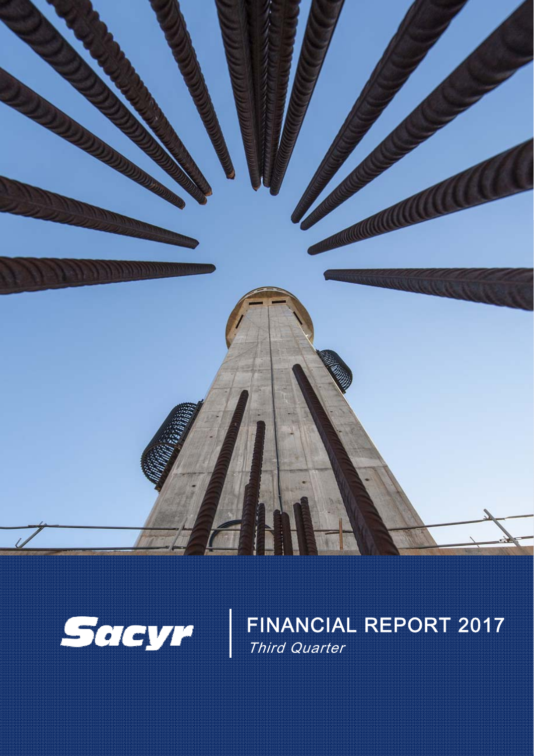Sacyr

# FINANCIAL REPORT 2017

*Third Quarter*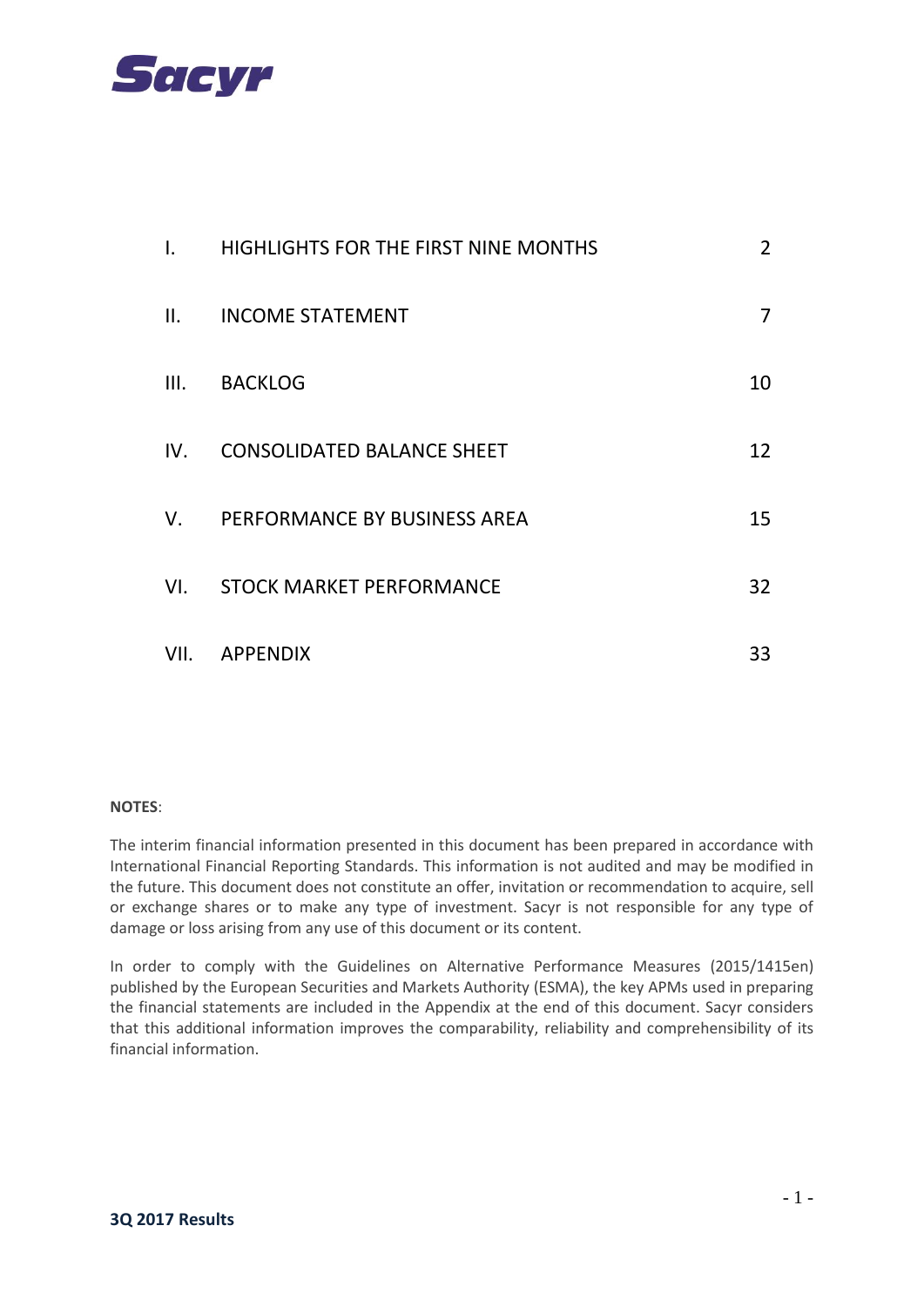| | | |
|---|---|---|
| I. | HIGHLIGHTS FOR THE FIRST NINE MONTHS | 2 |
| II. | INCOME STATEMENT | 7 |
| III. | BACKLOG | 10 |
| IV. | CONSOLIDATED BALANCE SHEET | 12 |
| V. | PERFORMANCE BY BUSINESS AREA | 15 |
| VI. | STOCK MARKET PERFORMANCE | 32 |
| VII. | APPENDIX | 33 |

**NOTES**:

The interim financial information presented in this document has been prepared in accordance with International Financial Reporting Standards. This information is not audited and may be modified in the future. This document does not constitute an offer, invitation or recommendation to acquire, sell or exchange shares or to make any type of investment. Sacyr is not responsible for any type of damage or loss arising from any use of this document or its content.

In order to comply with the Guidelines on Alternative Performance Measures (2015/1415en) published by the European Securities and Markets Authority (ESMA), the key APMs used in preparing the financial statements are included in the Appendix at the end of this document. Sacyr considers that this additional information improves the comparability, reliability and comprehensibility of its financial information.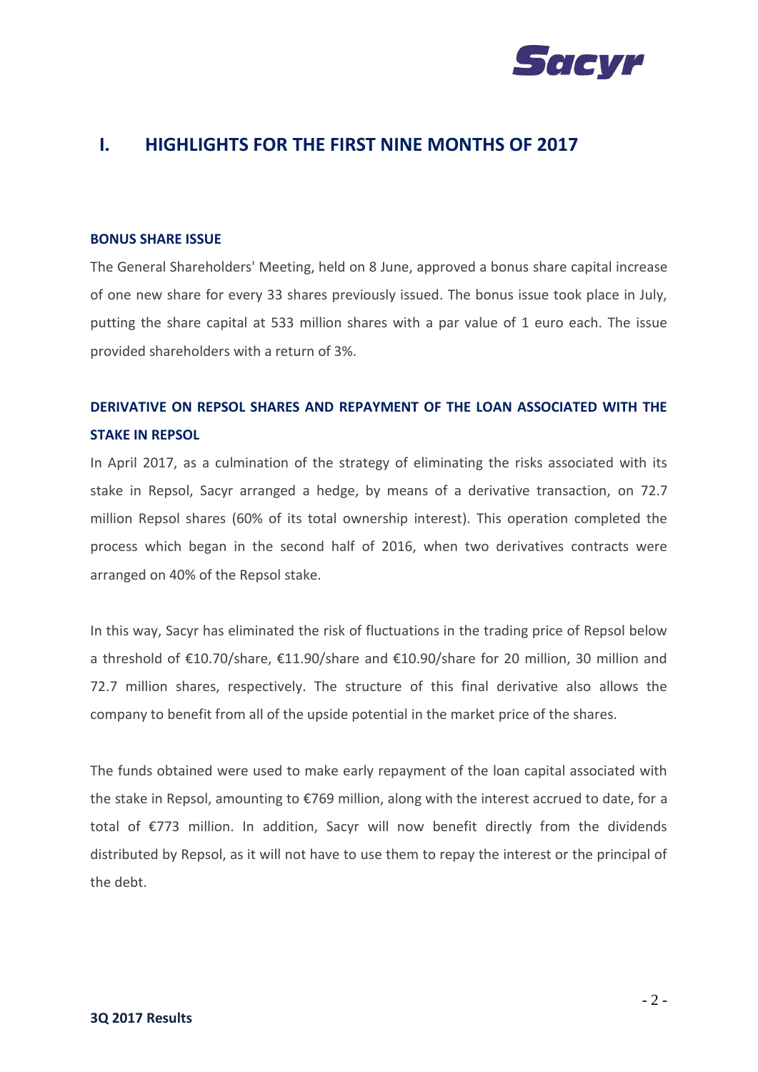# I. HIGHLIGHTS FOR THE FIRST NINE MONTHS OF 2017

### BONUS SHARE ISSUE

The General Shareholders' Meeting, held on 8 June, approved a bonus share capital increase of one new share for every 33 shares previously issued. The bonus issue took place in July, putting the share capital at 533 million shares with a par value of 1 euro each. The issue provided shareholders with a return of 3%.

### DERIVATIVE ON REPSOL SHARES AND REPAYMENT OF THE LOAN ASSOCIATED WITH THE STAKE IN REPSOL

In April 2017, as a culmination of the strategy of eliminating the risks associated with its stake in Repsol, Sacyr arranged a hedge, by means of a derivative transaction, on 72.7 million Repsol shares (60% of its total ownership interest). This operation completed the process which began in the second half of 2016, when two derivatives contracts were arranged on 40% of the Repsol stake.

In this way, Sacyr has eliminated the risk of fluctuations in the trading price of Repsol below a threshold of €10.70/share, €11.90/share and €10.90/share for 20 million, 30 million and 72.7 million shares, respectively. The structure of this final derivative also allows the company to benefit from all of the upside potential in the market price of the shares.

The funds obtained were used to make early repayment of the loan capital associated with the stake in Repsol, amounting to €769 million, along with the interest accrued to date, for a total of €773 million. In addition, Sacyr will now benefit directly from the dividends distributed by Repsol, as it will not have to use them to repay the interest or the principal of the debt.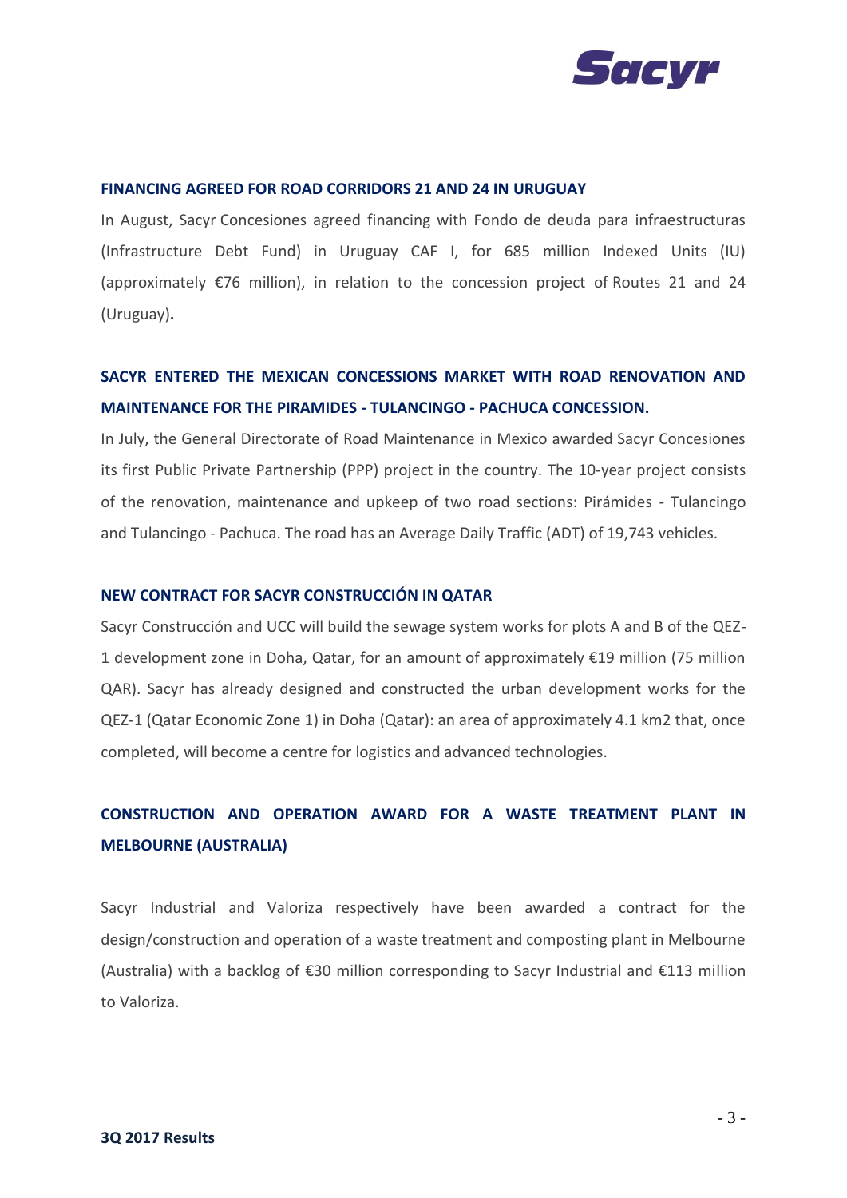## FINANCING AGREED FOR ROAD CORRIDORS 21 AND 24 IN URUGUAY

In August, Sacyr Concesiones agreed financing with Fondo de deuda para infraestructuras (Infrastructure Debt Fund) in Uruguay CAF I, for 685 million Indexed Units (IU) (approximately €76 million), in relation to the concession project of Routes 21 and 24 (Uruguay).

## SACYR ENTERED THE MEXICAN CONCESSIONS MARKET WITH ROAD RENOVATION AND MAINTENANCE FOR THE PIRAMIDES - TULANCINGO - PACHUCA CONCESSION.

In July, the General Directorate of Road Maintenance in Mexico awarded Sacyr Concesiones its first Public Private Partnership (PPP) project in the country. The 10-year project consists of the renovation, maintenance and upkeep of two road sections: Pirámides - Tulancingo and Tulancingo - Pachuca. The road has an Average Daily Traffic (ADT) of 19,743 vehicles.

## NEW CONTRACT FOR SACYR CONSTRUCCIÓN IN QATAR

Sacyr Construcción and UCC will build the sewage system works for plots A and B of the QEZ-1 development zone in Doha, Qatar, for an amount of approximately €19 million (75 million QAR). Sacyr has already designed and constructed the urban development works for the QEZ-1 (Qatar Economic Zone 1) in Doha (Qatar): an area of approximately 4.1 km2 that, once completed, will become a centre for logistics and advanced technologies.

## CONSTRUCTION AND OPERATION AWARD FOR A WASTE TREATMENT PLANT IN MELBOURNE (AUSTRALIA)

Sacyr Industrial and Valoriza respectively have been awarded a contract for the design/construction and operation of a waste treatment and composting plant in Melbourne (Australia) with a backlog of €30 million corresponding to Sacyr Industrial and €113 million to Valoriza.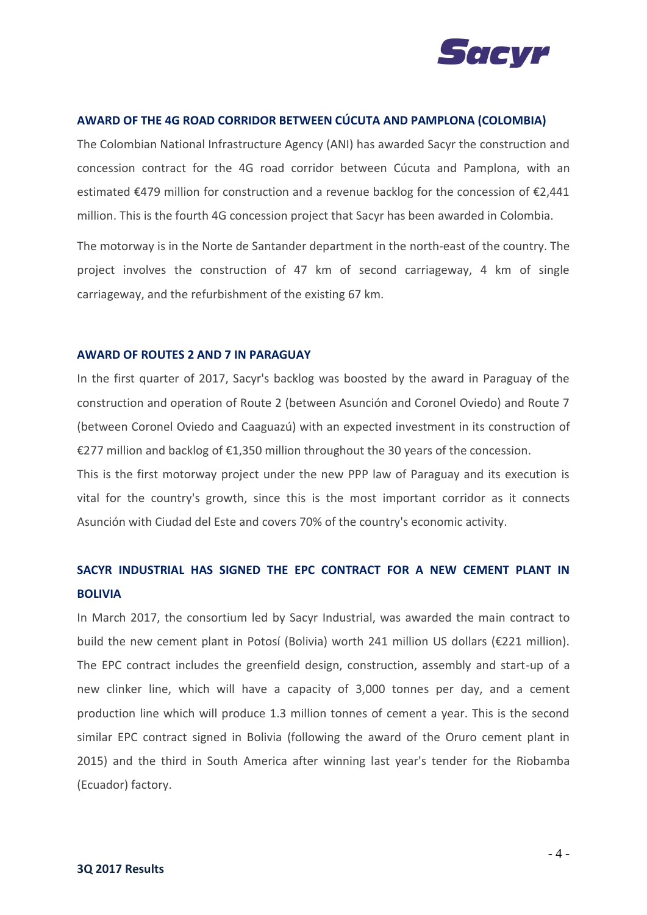## AWARD OF THE 4G ROAD CORRIDOR BETWEEN CÚCUTA AND PAMPLONA (COLOMBIA)

The Colombian National Infrastructure Agency (ANI) has awarded Sacyr the construction and concession contract for the 4G road corridor between Cúcuta and Pamplona, with an estimated €479 million for construction and a revenue backlog for the concession of €2,441 million. This is the fourth 4G concession project that Sacyr has been awarded in Colombia.

The motorway is in the Norte de Santander department in the north-east of the country. The project involves the construction of 47 km of second carriageway, 4 km of single carriageway, and the refurbishment of the existing 67 km.

## AWARD OF ROUTES 2 AND 7 IN PARAGUAY

In the first quarter of 2017, Sacyr's backlog was boosted by the award in Paraguay of the construction and operation of Route 2 (between Asunción and Coronel Oviedo) and Route 7 (between Coronel Oviedo and Caaguazú) with an expected investment in its construction of €277 million and backlog of €1,350 million throughout the 30 years of the concession.

This is the first motorway project under the new PPP law of Paraguay and its execution is vital for the country's growth, since this is the most important corridor as it connects Asunción with Ciudad del Este and covers 70% of the country's economic activity.

## SACYR INDUSTRIAL HAS SIGNED THE EPC CONTRACT FOR A NEW CEMENT PLANT IN BOLIVIA

In March 2017, the consortium led by Sacyr Industrial, was awarded the main contract to build the new cement plant in Potosí (Bolivia) worth 241 million US dollars (€221 million). The EPC contract includes the greenfield design, construction, assembly and start-up of a new clinker line, which will have a capacity of 3,000 tonnes per day, and a cement production line which will produce 1.3 million tonnes of cement a year. This is the second similar EPC contract signed in Bolivia (following the award of the Oruro cement plant in 2015) and the third in South America after winning last year's tender for the Riobamba (Ecuador) factory.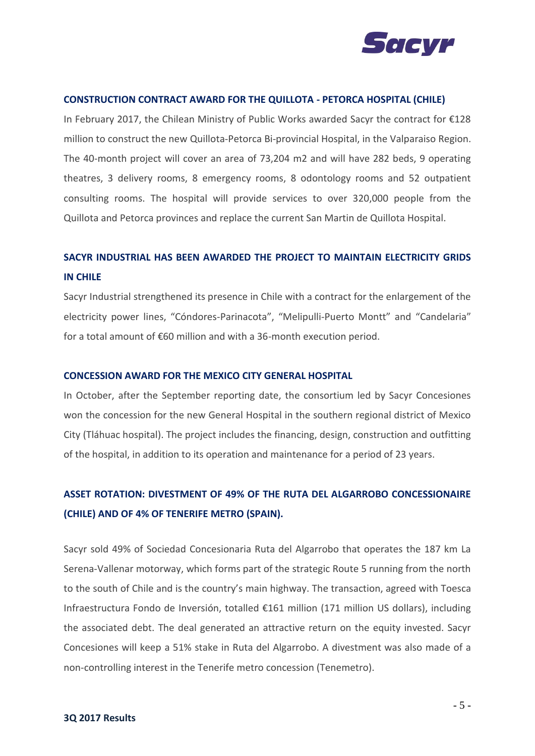### CONSTRUCTION CONTRACT AWARD FOR THE QUILLOTA - PETORCA HOSPITAL (CHILE)

In February 2017, the Chilean Ministry of Public Works awarded Sacyr the contract for €128 million to construct the new Quillota-Petorca Bi-provincial Hospital, in the Valparaiso Region. The 40-month project will cover an area of 73,204 m2 and will have 282 beds, 9 operating theatres, 3 delivery rooms, 8 emergency rooms, 8 odontology rooms and 52 outpatient consulting rooms. The hospital will provide services to over 320,000 people from the Quillota and Petorca provinces and replace the current San Martin de Quillota Hospital.

### SACYR INDUSTRIAL HAS BEEN AWARDED THE PROJECT TO MAINTAIN ELECTRICITY GRIDS IN CHILE

Sacyr Industrial strengthened its presence in Chile with a contract for the enlargement of the electricity power lines, "Cóndores-Parinacota", "Melipulli-Puerto Montt" and "Candelaria" for a total amount of €60 million and with a 36-month execution period.

### CONCESSION AWARD FOR THE MEXICO CITY GENERAL HOSPITAL

In October, after the September reporting date, the consortium led by Sacyr Concesiones won the concession for the new General Hospital in the southern regional district of Mexico City (Tláhuac hospital). The project includes the financing, design, construction and outfitting of the hospital, in addition to its operation and maintenance for a period of 23 years.

### ASSET ROTATION: DIVESTMENT OF 49% OF THE RUTA DEL ALGARROBO CONCESSIONAIRE (CHILE) AND OF 4% OF TENERIFE METRO (SPAIN).

Sacyr sold 49% of Sociedad Concesionaria Ruta del Algarrobo that operates the 187 km La Serena-Vallenar motorway, which forms part of the strategic Route 5 running from the north to the south of Chile and is the country's main highway. The transaction, agreed with Toesca Infraestructura Fondo de Inversión, totalled €161 million (171 million US dollars), including the associated debt. The deal generated an attractive return on the equity invested. Sacyr Concesiones will keep a 51% stake in Ruta del Algarrobo. A divestment was also made of a non-controlling interest in the Tenerife metro concession (Tenemetro).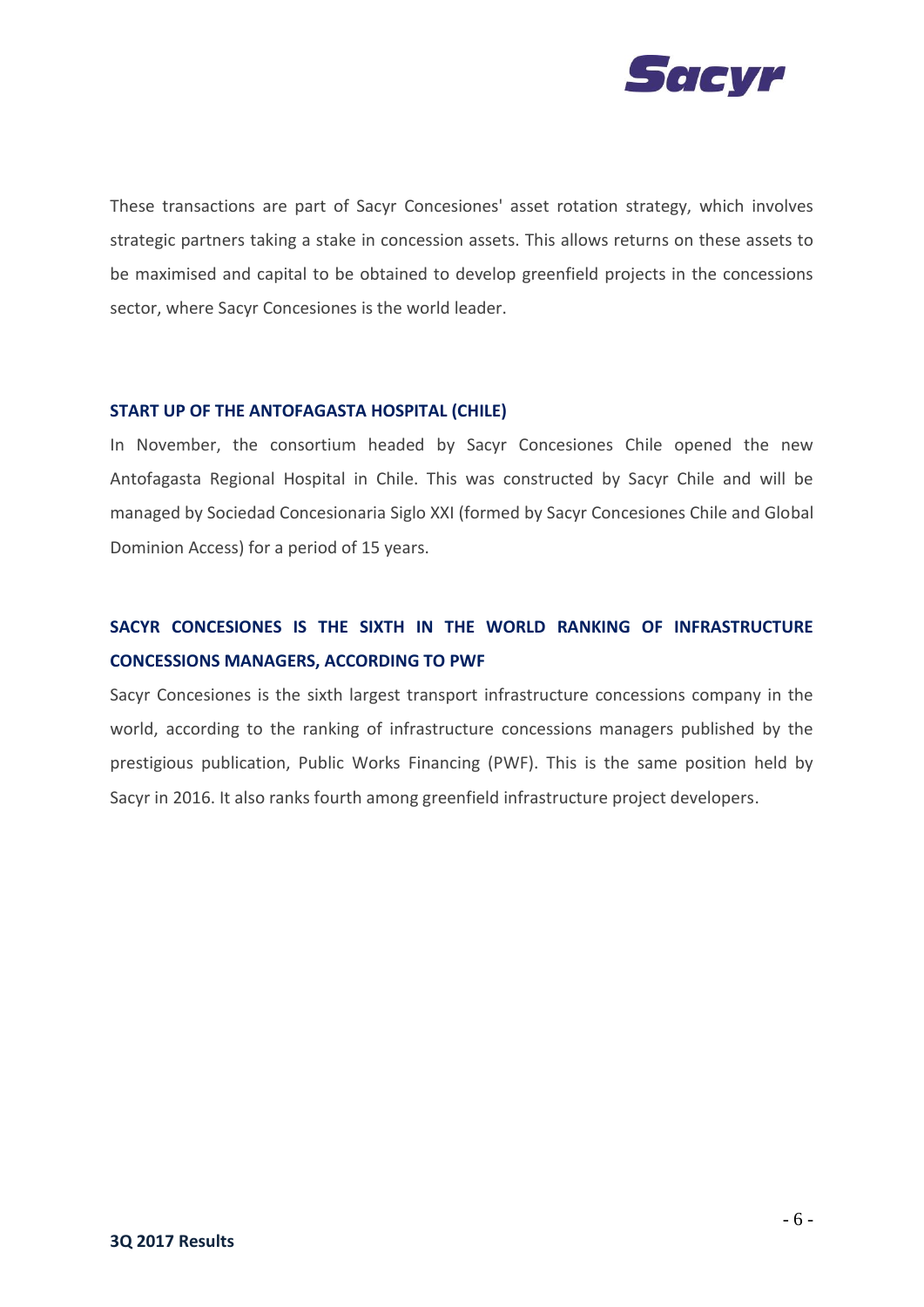These transactions are part of Sacyr Concesiones' asset rotation strategy, which involves strategic partners taking a stake in concession assets. This allows returns on these assets to be maximised and capital to be obtained to develop greenfield projects in the concessions sector, where Sacyr Concesiones is the world leader.

### START UP OF THE ANTOFAGASTA HOSPITAL (CHILE)

In November, the consortium headed by Sacyr Concesiones Chile opened the new Antofagasta Regional Hospital in Chile. This was constructed by Sacyr Chile and will be managed by Sociedad Concesionaria Siglo XXI (formed by Sacyr Concesiones Chile and Global Dominion Access) for a period of 15 years.

### SACYR CONCESIONES IS THE SIXTH IN THE WORLD RANKING OF INFRASTRUCTURE CONCESSIONS MANAGERS, ACCORDING TO PWF

Sacyr Concesiones is the sixth largest transport infrastructure concessions company in the world, according to the ranking of infrastructure concessions managers published by the prestigious publication, Public Works Financing (PWF). This is the same position held by Sacyr in 2016. It also ranks fourth among greenfield infrastructure project developers.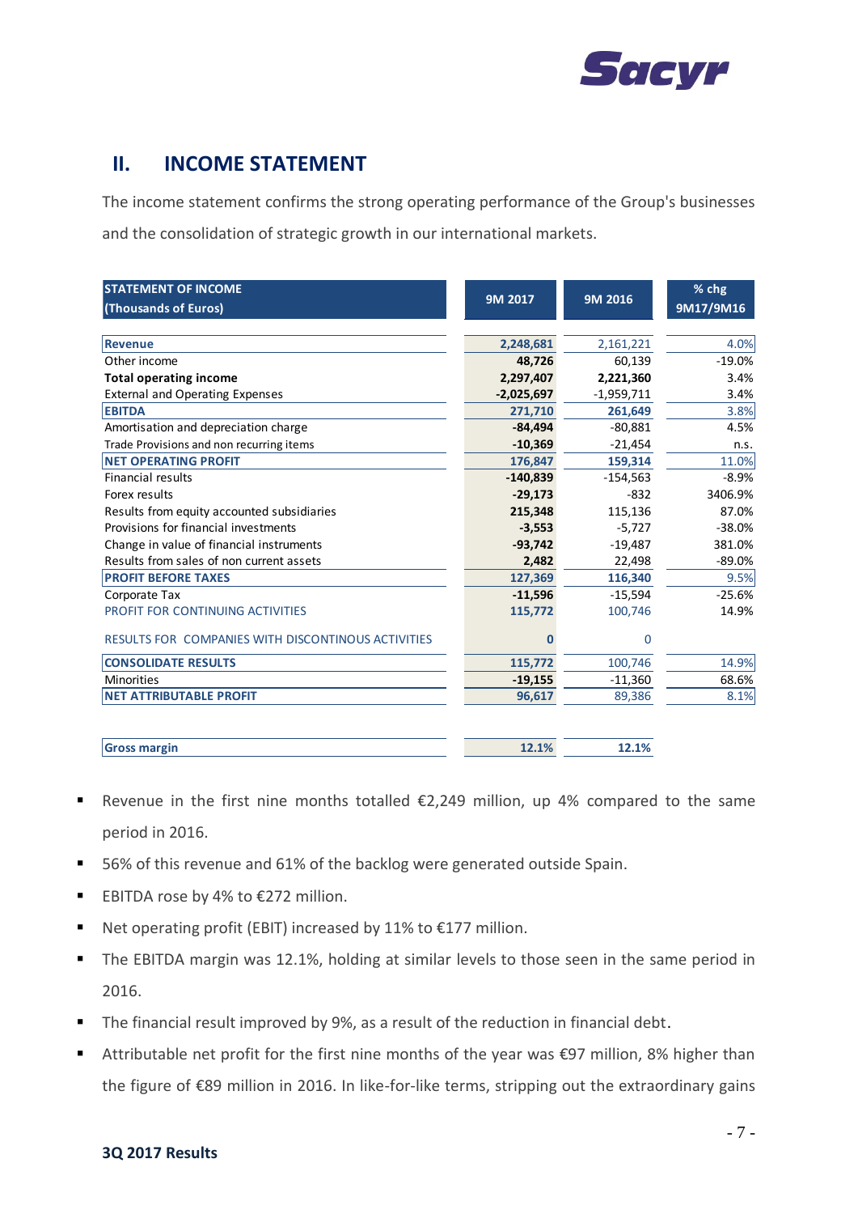## II. INCOME STATEMENT

The income statement confirms the strong operating performance of the Group's businesses and the consolidation of strategic growth in our international markets.

| STATEMENT OF INCOME (Thousands of Euros) | 9M 2017 | 9M 2016 | % chg 9M17/9M16 |
|---|---|---|---|
| **Revenue** | **2,248,681** | 2,161,221 | 4.0% |
| Other income | **48,726** | 60,139 | -19.0% |
| **Total operating income** | **2,297,407** | **2,221,360** | 3.4% |
| External and Operating Expenses | **-2,025,697** | -1,959,711 | 3.4% |
| **EBITDA** | **271,710** | **261,649** | 3.8% |
| Amortisation and depreciation charge | **-84,494** | -80,881 | 4.5% |
| Trade Provisions and non recurring items | **-10,369** | -21,454 | n.s. |
| **NET OPERATING PROFIT** | **176,847** | **159,314** | 11.0% |
| Financial results | **-140,839** | -154,563 | -8.9% |
| Forex results | **-29,173** | -832 | 3406.9% |
| Results from equity accounted subsidiaries | **215,348** | 115,136 | 87.0% |
| Provisions for financial investments | **-3,553** | -5,727 | -38.0% |
| Change in value of financial instruments | **-93,742** | -19,487 | 381.0% |
| Results from sales of non current assets | **2,482** | 22,498 | -89.0% |
| **PROFIT BEFORE TAXES** | **127,369** | **116,340** | 9.5% |
| Corporate Tax | **-11,596** | -15,594 | -25.6% |
| PROFIT FOR CONTINUING ACTIVITIES | **115,772** | 100,746 | 14.9% |
| RESULTS FOR COMPANIES WITH DISCONTINOUS ACTIVITIES | **0** | 0 | |
| **CONSOLIDATE RESULTS** | **115,772** | 100,746 | 14.9% |
| Minorities | **-19,155** | -11,360 | 68.6% |
| **NET ATTRIBUTABLE PROFIT** | **96,617** | 89,386 | 8.1% |
| **Gross margin** | **12.1%** | **12.1%** | |

- Revenue in the first nine months totalled €2,249 million, up 4% compared to the same period in 2016.
- 56% of this revenue and 61% of the backlog were generated outside Spain.
- EBITDA rose by 4% to €272 million.
- Net operating profit (EBIT) increased by 11% to €177 million.
- The EBITDA margin was 12.1%, holding at similar levels to those seen in the same period in 2016.
- The financial result improved by 9%, as a result of the reduction in financial debt.
- Attributable net profit for the first nine months of the year was €97 million, 8% higher than the figure of €89 million in 2016. In like-for-like terms, stripping out the extraordinary gains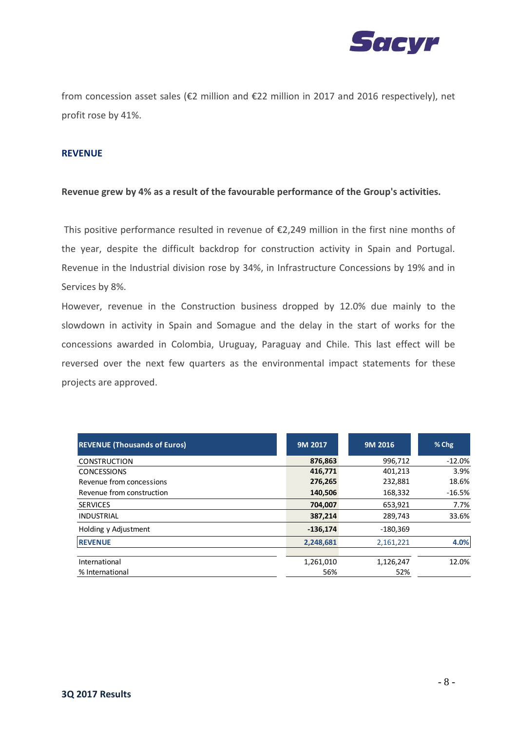from concession asset sales (€2 million and €22 million in 2017 and 2016 respectively), net profit rose by 41%.

## REVENUE

**Revenue grew by 4% as a result of the favourable performance of the Group's activities.**

This positive performance resulted in revenue of €2,249 million in the first nine months of the year, despite the difficult backdrop for construction activity in Spain and Portugal. Revenue in the Industrial division rose by 34%, in Infrastructure Concessions by 19% and in Services by 8%.

However, revenue in the Construction business dropped by 12.0% due mainly to the slowdown in activity in Spain and Somague and the delay in the start of works for the concessions awarded in Colombia, Uruguay, Paraguay and Chile. This last effect will be reversed over the next few quarters as the environmental impact statements for these projects are approved.

| REVENUE (Thousands of Euros) | 9M 2017 | 9M 2016 | % Chg |
|---|---|---|---|
| CONSTRUCTION | **876,863** | 996,712 | -12.0% |
| CONCESSIONS | **416,771** | 401,213 | 3.9% |
| Revenue from concessions | **276,265** | 232,881 | 18.6% |
| Revenue from construction | **140,506** | 168,332 | -16.5% |
| SERVICES | **704,007** | 653,921 | 7.7% |
| INDUSTRIAL | **387,214** | 289,743 | 33.6% |
| Holding y Adjustment | **-136,174** | -180,369 | |
| **REVENUE** | **2,248,681** | 2,161,221 | **4.0%** |
| | | | |
| International | 1,261,010 | 1,126,247 | 12.0% |
| % International | 56% | 52% | |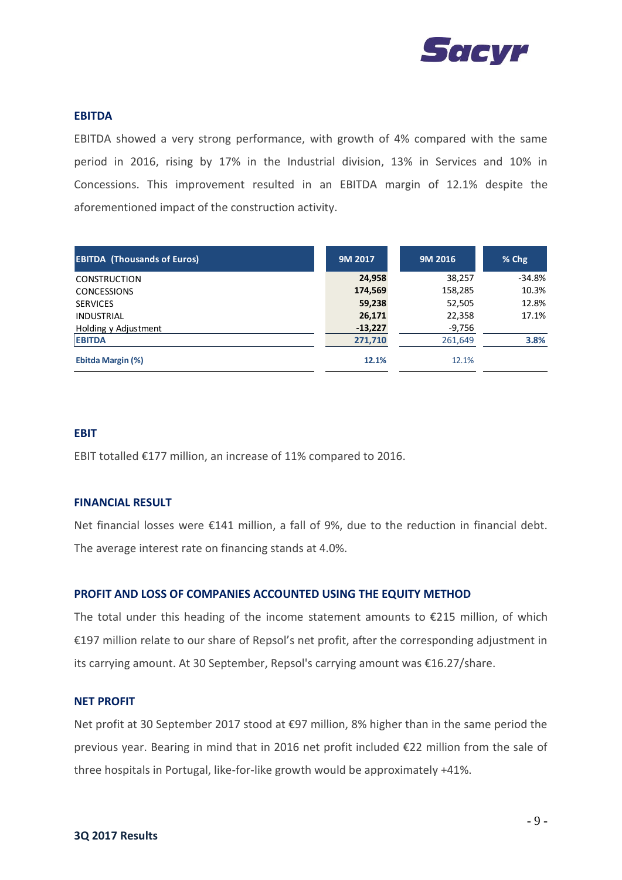## EBITDA

EBITDA showed a very strong performance, with growth of 4% compared with the same period in 2016, rising by 17% in the Industrial division, 13% in Services and 10% in Concessions. This improvement resulted in an EBITDA margin of 12.1% despite the aforementioned impact of the construction activity.

| EBITDA (Thousands of Euros) | 9M 2017 | 9M 2016 | % Chg |
|---|---|---|---|
| CONSTRUCTION | **24,958** | 38,257 | -34.8% |
| CONCESSIONS | **174,569** | 158,285 | 10.3% |
| SERVICES | **59,238** | 52,505 | 12.8% |
| INDUSTRIAL | **26,171** | 22,358 | 17.1% |
| Holding y Adjustment | **-13,227** | -9,756 | |
| **EBITDA** | **271,710** | 261,649 | **3.8%** |
| **Ebitda Margin (%)** | **12.1%** | 12.1% | |

## EBIT

EBIT totalled €177 million, an increase of 11% compared to 2016.

## FINANCIAL RESULT

Net financial losses were €141 million, a fall of 9%, due to the reduction in financial debt. The average interest rate on financing stands at 4.0%.

## PROFIT AND LOSS OF COMPANIES ACCOUNTED USING THE EQUITY METHOD

The total under this heading of the income statement amounts to €215 million, of which €197 million relate to our share of Repsol's net profit, after the corresponding adjustment in its carrying amount. At 30 September, Repsol's carrying amount was €16.27/share.

## NET PROFIT

Net profit at 30 September 2017 stood at €97 million, 8% higher than in the same period the previous year. Bearing in mind that in 2016 net profit included €22 million from the sale of three hospitals in Portugal, like-for-like growth would be approximately +41%.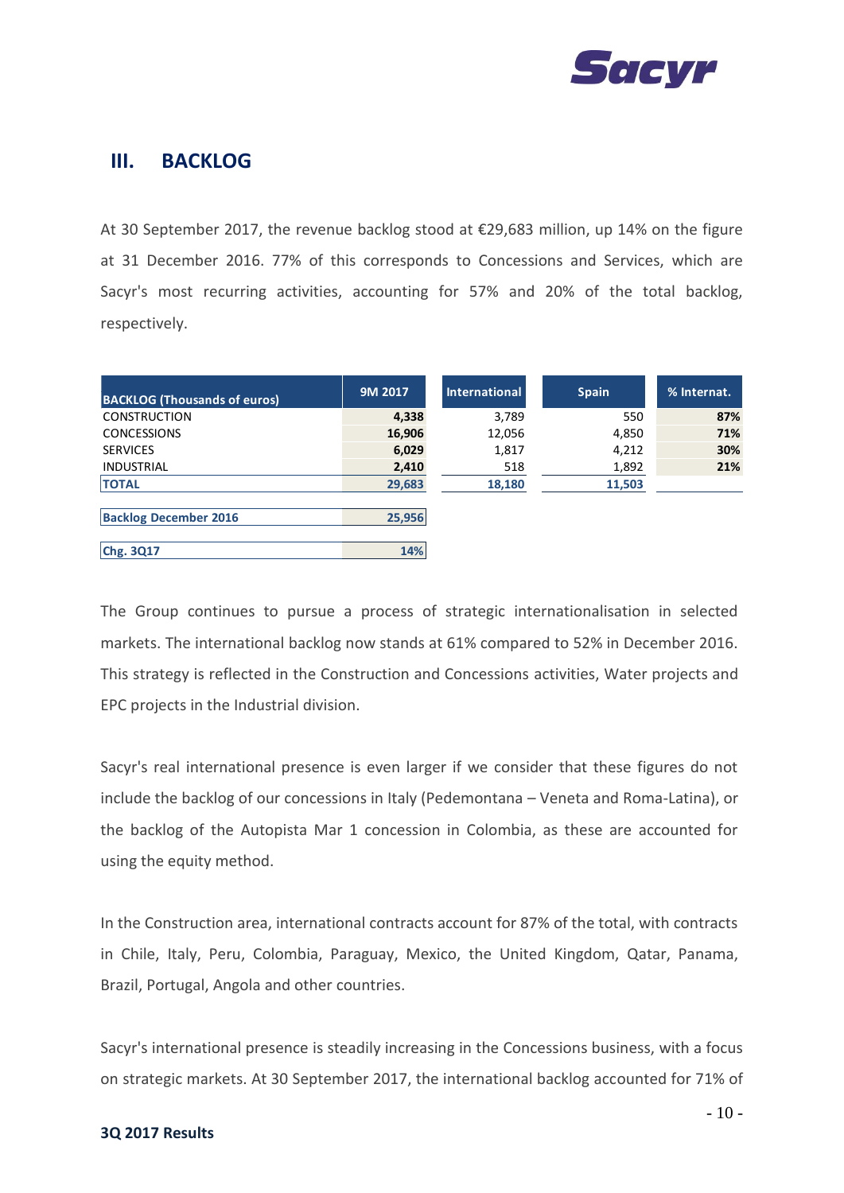## III. BACKLOG

At 30 September 2017, the revenue backlog stood at €29,683 million, up 14% on the figure at 31 December 2016. 77% of this corresponds to Concessions and Services, which are Sacyr's most recurring activities, accounting for 57% and 20% of the total backlog, respectively.

| BACKLOG (Thousands of euros) | 9M 2017 | International | Spain | % Internat. |
|---|---|---|---|---|
| CONSTRUCTION | **4,338** | 3,789 | 550 | **87%** |
| CONCESSIONS | **16,906** | 12,056 | 4,850 | **71%** |
| SERVICES | **6,029** | 1,817 | 4,212 | **30%** |
| INDUSTRIAL | **2,410** | 518 | 1,892 | **21%** |
| **TOTAL** | **29,683** | **18,180** | **11,503** | |
| **Backlog December 2016** | **25,956** | | | |
| **Chg. 3Q17** | **14%** | | | |

The Group continues to pursue a process of strategic internationalisation in selected markets. The international backlog now stands at 61% compared to 52% in December 2016. This strategy is reflected in the Construction and Concessions activities, Water projects and EPC projects in the Industrial division.

Sacyr's real international presence is even larger if we consider that these figures do not include the backlog of our concessions in Italy (Pedemontana – Veneta and Roma-Latina), or the backlog of the Autopista Mar 1 concession in Colombia, as these are accounted for using the equity method.

In the Construction area, international contracts account for 87% of the total, with contracts in Chile, Italy, Peru, Colombia, Paraguay, Mexico, the United Kingdom, Qatar, Panama, Brazil, Portugal, Angola and other countries.

Sacyr's international presence is steadily increasing in the Concessions business, with a focus on strategic markets. At 30 September 2017, the international backlog accounted for 71% of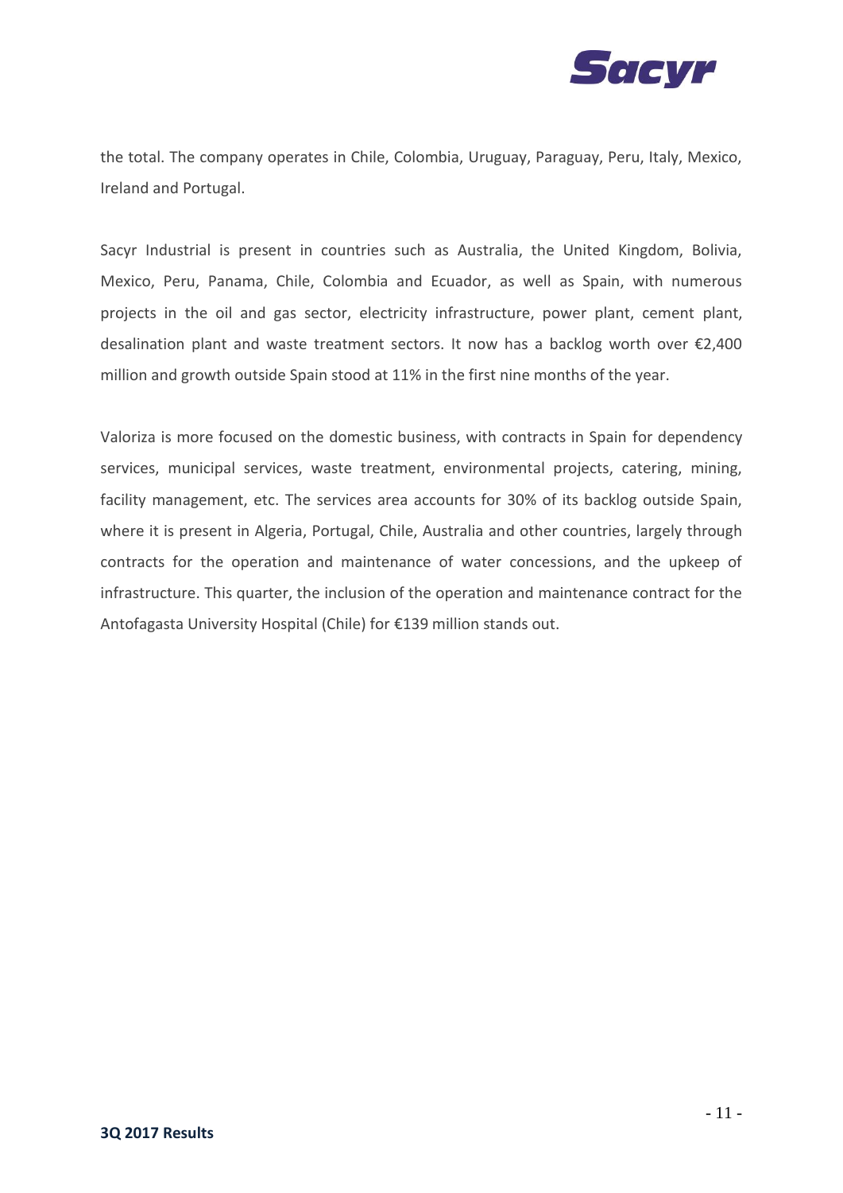the total. The company operates in Chile, Colombia, Uruguay, Paraguay, Peru, Italy, Mexico, Ireland and Portugal.

Sacyr Industrial is present in countries such as Australia, the United Kingdom, Bolivia, Mexico, Peru, Panama, Chile, Colombia and Ecuador, as well as Spain, with numerous projects in the oil and gas sector, electricity infrastructure, power plant, cement plant, desalination plant and waste treatment sectors. It now has a backlog worth over €2,400 million and growth outside Spain stood at 11% in the first nine months of the year.

Valoriza is more focused on the domestic business, with contracts in Spain for dependency services, municipal services, waste treatment, environmental projects, catering, mining, facility management, etc. The services area accounts for 30% of its backlog outside Spain, where it is present in Algeria, Portugal, Chile, Australia and other countries, largely through contracts for the operation and maintenance of water concessions, and the upkeep of infrastructure. This quarter, the inclusion of the operation and maintenance contract for the Antofagasta University Hospital (Chile) for €139 million stands out.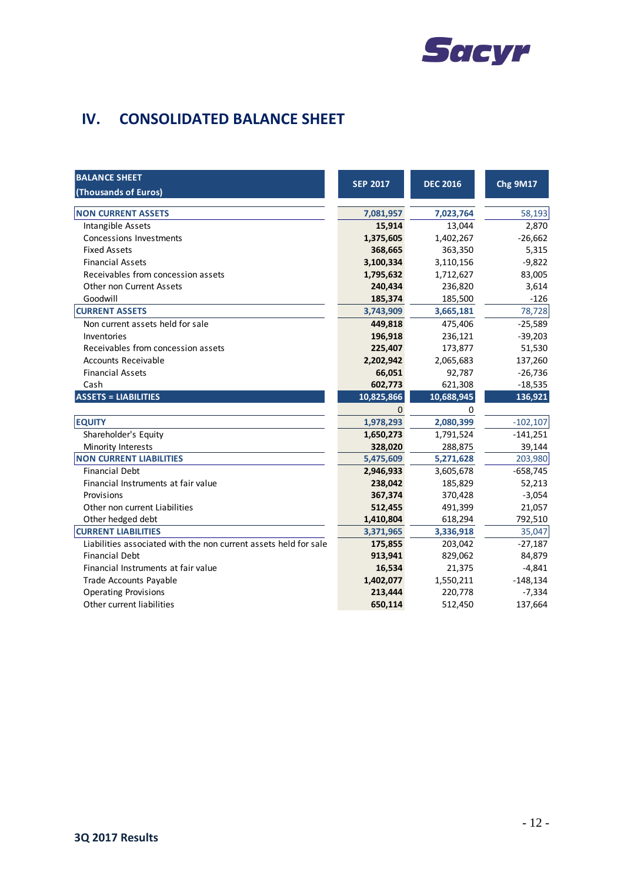## IV. CONSOLIDATED BALANCE SHEET

| BALANCE SHEET (Thousands of Euros) | SEP 2017 | DEC 2016 | Chg 9M17 |
|---|---|---|---|
| **NON CURRENT ASSETS** | **7,081,957** | **7,023,764** | 58,193 |
| Intangible Assets | **15,914** | 13,044 | 2,870 |
| Concessions Investments | **1,375,605** | 1,402,267 | -26,662 |
| Fixed Assets | **368,665** | 363,350 | 5,315 |
| Financial Assets | **3,100,334** | 3,110,156 | -9,822 |
| Receivables from concession assets | **1,795,632** | 1,712,627 | 83,005 |
| Other non Current Assets | **240,434** | 236,820 | 3,614 |
| Goodwill | **185,374** | 185,500 | -126 |
| **CURRENT ASSETS** | **3,743,909** | **3,665,181** | 78,728 |
| Non current assets held for sale | **449,818** | 475,406 | -25,589 |
| Inventories | **196,918** | 236,121 | -39,203 |
| Receivables from concession assets | **225,407** | 173,877 | 51,530 |
| Accounts Receivable | **2,202,942** | 2,065,683 | 137,260 |
| Financial Assets | **66,051** | 92,787 | -26,736 |
| Cash | **602,773** | 621,308 | -18,535 |
| **ASSETS = LIABILITIES** | **10,825,866** | **10,688,945** | **136,921** |
| | 0 | 0 | |
| **EQUITY** | **1,978,293** | **2,080,399** | -102,107 |
| Shareholder's Equity | **1,650,273** | 1,791,524 | -141,251 |
| Minority Interests | **328,020** | 288,875 | 39,144 |
| **NON CURRENT LIABILITIES** | **5,475,609** | **5,271,628** | 203,980 |
| Financial Debt | **2,946,933** | 3,605,678 | -658,745 |
| Financial Instruments at fair value | **238,042** | 185,829 | 52,213 |
| Provisions | **367,374** | 370,428 | -3,054 |
| Other non current Liabilities | **512,455** | 491,399 | 21,057 |
| Other hedged debt | **1,410,804** | 618,294 | 792,510 |
| **CURRENT LIABILITIES** | **3,371,965** | **3,336,918** | 35,047 |
| Liabilities associated with the non current assets held for sale | **175,855** | 203,042 | -27,187 |
| Financial Debt | **913,941** | 829,062 | 84,879 |
| Financial Instruments at fair value | **16,534** | 21,375 | -4,841 |
| Trade Accounts Payable | **1,402,077** | 1,550,211 | -148,134 |
| Operating Provisions | **213,444** | 220,778 | -7,334 |
| Other current liabilities | **650,114** | 512,450 | 137,664 |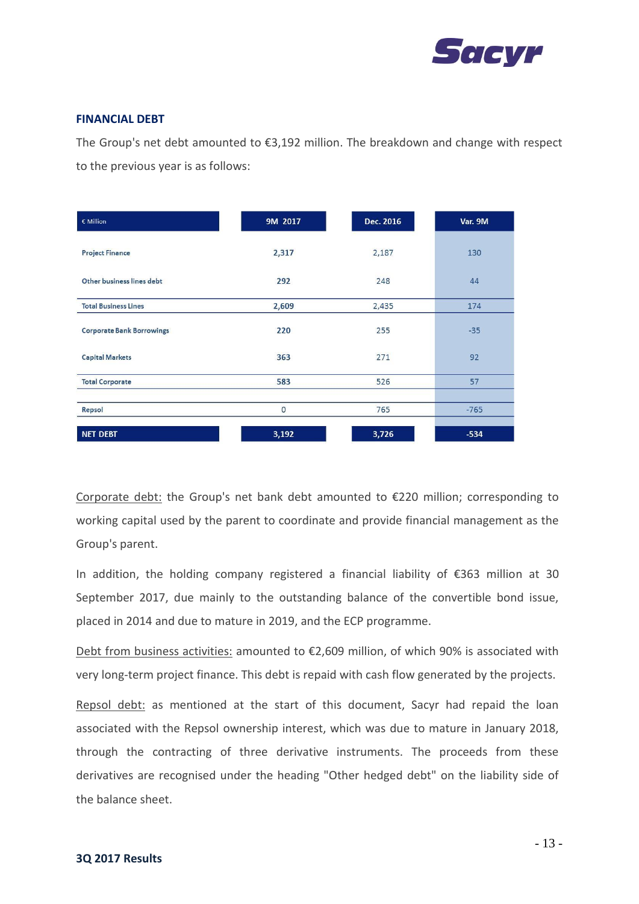## FINANCIAL DEBT

The Group's net debt amounted to €3,192 million. The breakdown and change with respect to the previous year is as follows:

| € Million | 9M 2017 | Dec. 2016 | Var. 9M |
|---|---|---|---|
| Project Finance | 2,317 | 2,187 | 130 |
| Other business lines debt | 292 | 248 | 44 |
| Total Business Lines | 2,609 | 2,435 | 174 |
| Corporate Bank Borrowings | 220 | 255 | -35 |
| Capital Markets | 363 | 271 | 92 |
| Total Corporate | 583 | 526 | 57 |
| Repsol | 0 | 765 | -765 |
| NET DEBT | 3,192 | 3,726 | -534 |

Corporate debt: the Group's net bank debt amounted to €220 million; corresponding to working capital used by the parent to coordinate and provide financial management as the Group's parent.

In addition, the holding company registered a financial liability of €363 million at 30 September 2017, due mainly to the outstanding balance of the convertible bond issue, placed in 2014 and due to mature in 2019, and the ECP programme.

Debt from business activities: amounted to €2,609 million, of which 90% is associated with very long-term project finance. This debt is repaid with cash flow generated by the projects.

Repsol debt: as mentioned at the start of this document, Sacyr had repaid the loan associated with the Repsol ownership interest, which was due to mature in January 2018, through the contracting of three derivative instruments. The proceeds from these derivatives are recognised under the heading "Other hedged debt" on the liability side of the balance sheet.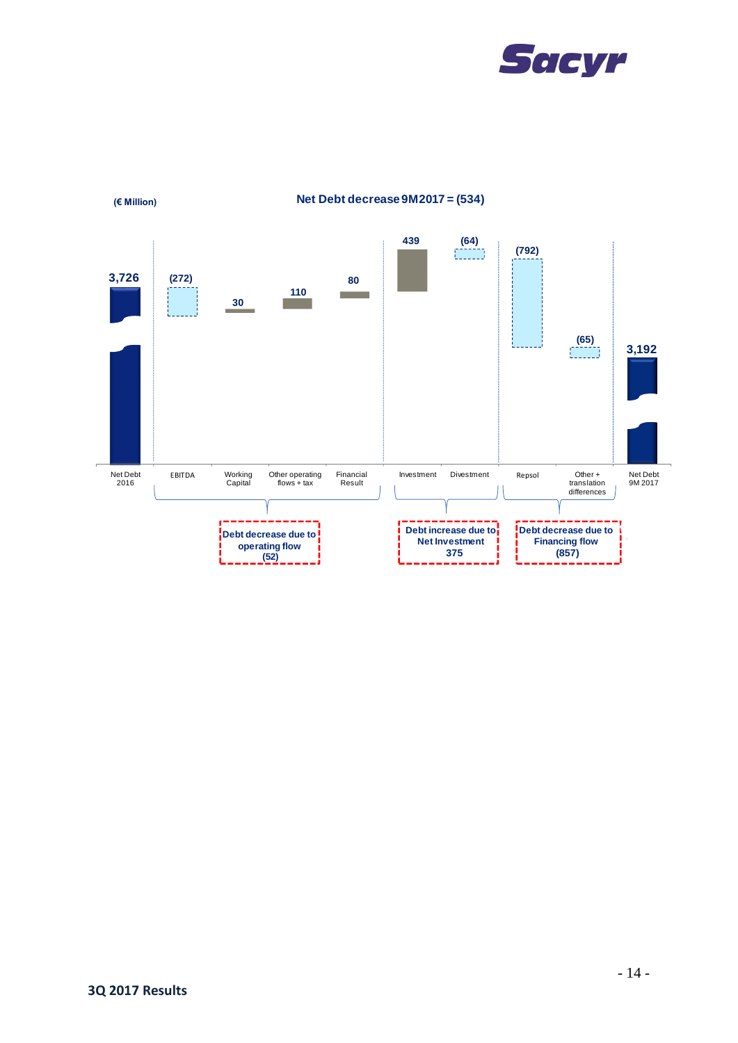(€ Million)

**Net Debt decrease 9M2017 = (534)**

| Net Debt 2016 | EBITDA | Working Capital | Other operating flows + tax | Financial Result | Investment | Divestment | Repsol | Other + translation differences | Net Debt 9M 2017 |
|---|---|---|---|---|---|---|---|---|---|
| 3,726 | (272) | 30 | 110 | 80 | 439 | (64) | (792) | (65) | 3,192 |

**Debt decrease due to operating flow (52)**

**Debt increase due to Net Investment 375**

**Debt decrease due to Financing flow (857)**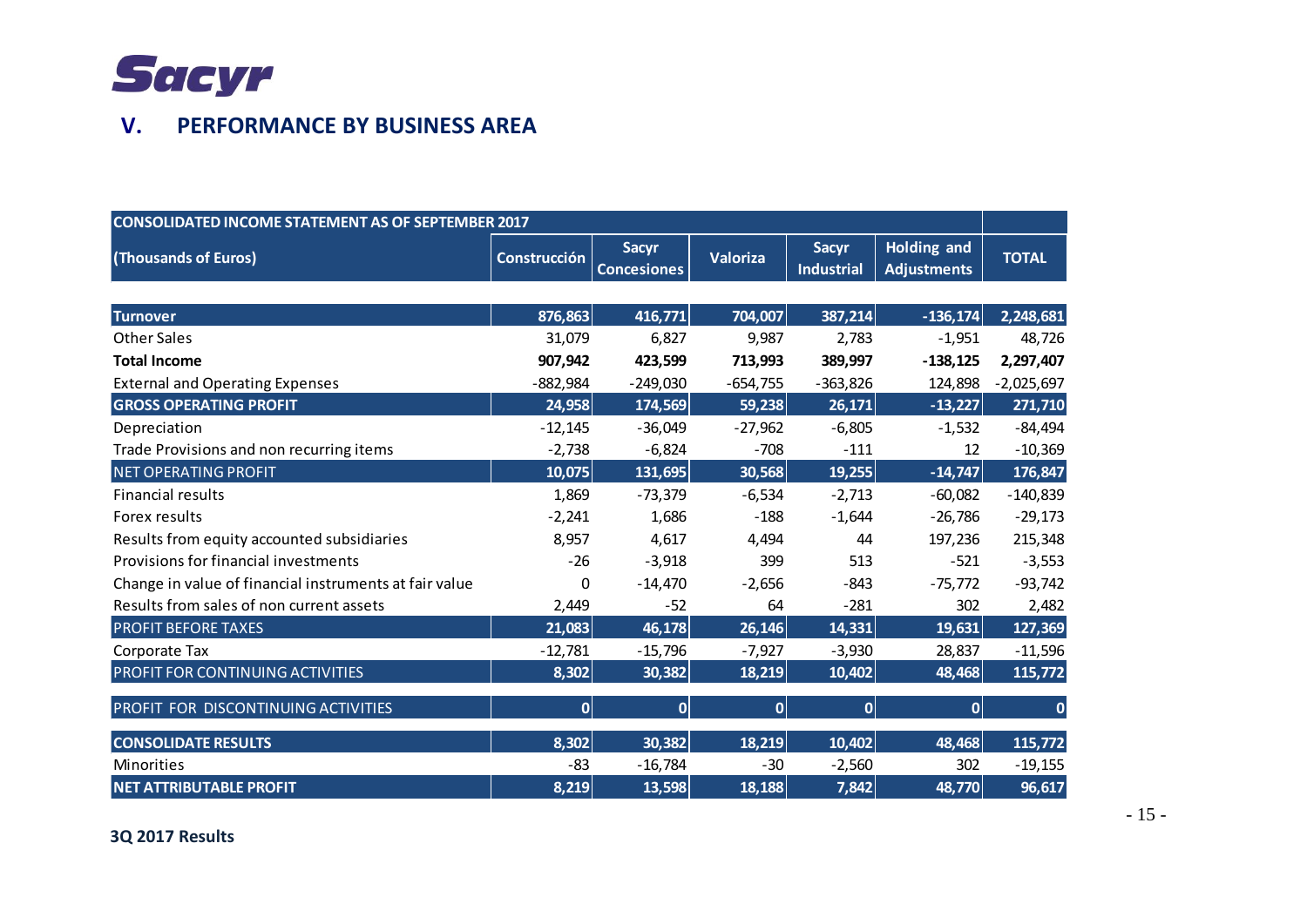# V. PERFORMANCE BY BUSINESS AREA

| CONSOLIDATED INCOME STATEMENT AS OF SEPTEMBER 2017 | | | | | | |
|---|---|---|---|---|---|---|
| **(Thousands of Euros)** | **Construcción** | **Sacyr Concesiones** | **Valoriza** | **Sacyr Industrial** | **Holding and Adjustments** | **TOTAL** |
| **Turnover** | **876,863** | **416,771** | **704,007** | **387,214** | **-136,174** | **2,248,681** |
| Other Sales | 31,079 | 6,827 | 9,987 | 2,783 | -1,951 | 48,726 |
| **Total Income** | **907,942** | **423,599** | **713,993** | **389,997** | **-138,125** | **2,297,407** |
| External and Operating Expenses | -882,984 | -249,030 | -654,755 | -363,826 | 124,898 | -2,025,697 |
| **GROSS OPERATING PROFIT** | **24,958** | **174,569** | **59,238** | **26,171** | **-13,227** | **271,710** |
| Depreciation | -12,145 | -36,049 | -27,962 | -6,805 | -1,532 | -84,494 |
| Trade Provisions and non recurring items | -2,738 | -6,824 | -708 | -111 | 12 | -10,369 |
| NET OPERATING PROFIT | **10,075** | **131,695** | **30,568** | **19,255** | **-14,747** | **176,847** |
| Financial results | 1,869 | -73,379 | -6,534 | -2,713 | -60,082 | -140,839 |
| Forex results | -2,241 | 1,686 | -188 | -1,644 | -26,786 | -29,173 |
| Results from equity accounted subsidiaries | 8,957 | 4,617 | 4,494 | 44 | 197,236 | 215,348 |
| Provisions for financial investments | -26 | -3,918 | 399 | 513 | -521 | -3,553 |
| Change in value of financial instruments at fair value | 0 | -14,470 | -2,656 | -843 | -75,772 | -93,742 |
| Results from sales of non current assets | 2,449 | -52 | 64 | -281 | 302 | 2,482 |
| PROFIT BEFORE TAXES | **21,083** | **46,178** | **26,146** | **14,331** | **19,631** | **127,369** |
| Corporate Tax | -12,781 | -15,796 | -7,927 | -3,930 | 28,837 | -11,596 |
| PROFIT FOR CONTINUING ACTIVITIES | **8,302** | **30,382** | **18,219** | **10,402** | **48,468** | **115,772** |
| PROFIT FOR DISCONTINUING ACTIVITIES | **0** | **0** | **0** | **0** | **0** | **0** |
| **CONSOLIDATE RESULTS** | **8,302** | **30,382** | **18,219** | **10,402** | **48,468** | **115,772** |
| Minorities | -83 | -16,784 | -30 | -2,560 | 302 | -19,155 |
| **NET ATTRIBUTABLE PROFIT** | **8,219** | **13,598** | **18,188** | **7,842** | **48,770** | **96,617** |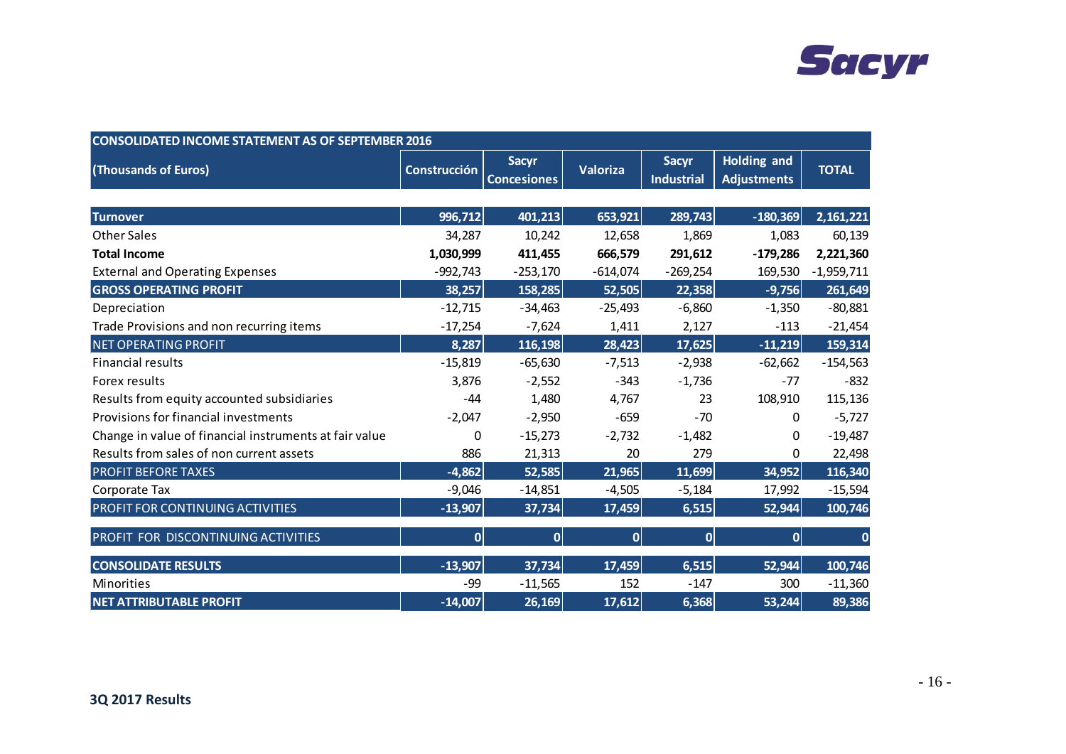| CONSOLIDATED INCOME STATEMENT AS OF SEPTEMBER 2016 | | | | | | |
|---|---|---|---|---|---|---|
| (Thousands of Euros) | Construcción | Sacyr Concesiones | Valoriza | Sacyr Industrial | Holding and Adjustments | TOTAL |
| **Turnover** | 996,712 | 401,213 | 653,921 | 289,743 | -180,369 | 2,161,221 |
| Other Sales | 34,287 | 10,242 | 12,658 | 1,869 | 1,083 | 60,139 |
| **Total Income** | **1,030,999** | **411,455** | **666,579** | **291,612** | **-179,286** | **2,221,360** |
| External and Operating Expenses | -992,743 | -253,170 | -614,074 | -269,254 | 169,530 | -1,959,711 |
| **GROSS OPERATING PROFIT** | 38,257 | 158,285 | 52,505 | 22,358 | -9,756 | 261,649 |
| Depreciation | -12,715 | -34,463 | -25,493 | -6,860 | -1,350 | -80,881 |
| Trade Provisions and non recurring items | -17,254 | -7,624 | 1,411 | 2,127 | -113 | -21,454 |
| NET OPERATING PROFIT | 8,287 | 116,198 | 28,423 | 17,625 | -11,219 | 159,314 |
| Financial results | -15,819 | -65,630 | -7,513 | -2,938 | -62,662 | -154,563 |
| Forex results | 3,876 | -2,552 | -343 | -1,736 | -77 | -832 |
| Results from equity accounted subsidiaries | -44 | 1,480 | 4,767 | 23 | 108,910 | 115,136 |
| Provisions for financial investments | -2,047 | -2,950 | -659 | -70 | 0 | -5,727 |
| Change in value of financial instruments at fair value | 0 | -15,273 | -2,732 | -1,482 | 0 | -19,487 |
| Results from sales of non current assets | 886 | 21,313 | 20 | 279 | 0 | 22,498 |
| PROFIT BEFORE TAXES | -4,862 | 52,585 | 21,965 | 11,699 | 34,952 | 116,340 |
| Corporate Tax | -9,046 | -14,851 | -4,505 | -5,184 | 17,992 | -15,594 |
| PROFIT FOR CONTINUING ACTIVITIES | -13,907 | 37,734 | 17,459 | 6,515 | 52,944 | 100,746 |
| PROFIT FOR DISCONTINUING ACTIVITIES | 0 | 0 | 0 | 0 | 0 | 0 |
| **CONSOLIDATE RESULTS** | -13,907 | 37,734 | 17,459 | 6,515 | 52,944 | 100,746 |
| Minorities | -99 | -11,565 | 152 | -147 | 300 | -11,360 |
| **NET ATTRIBUTABLE PROFIT** | -14,007 | 26,169 | 17,612 | 6,368 | 53,244 | 89,386 |

**3Q 2017 Results**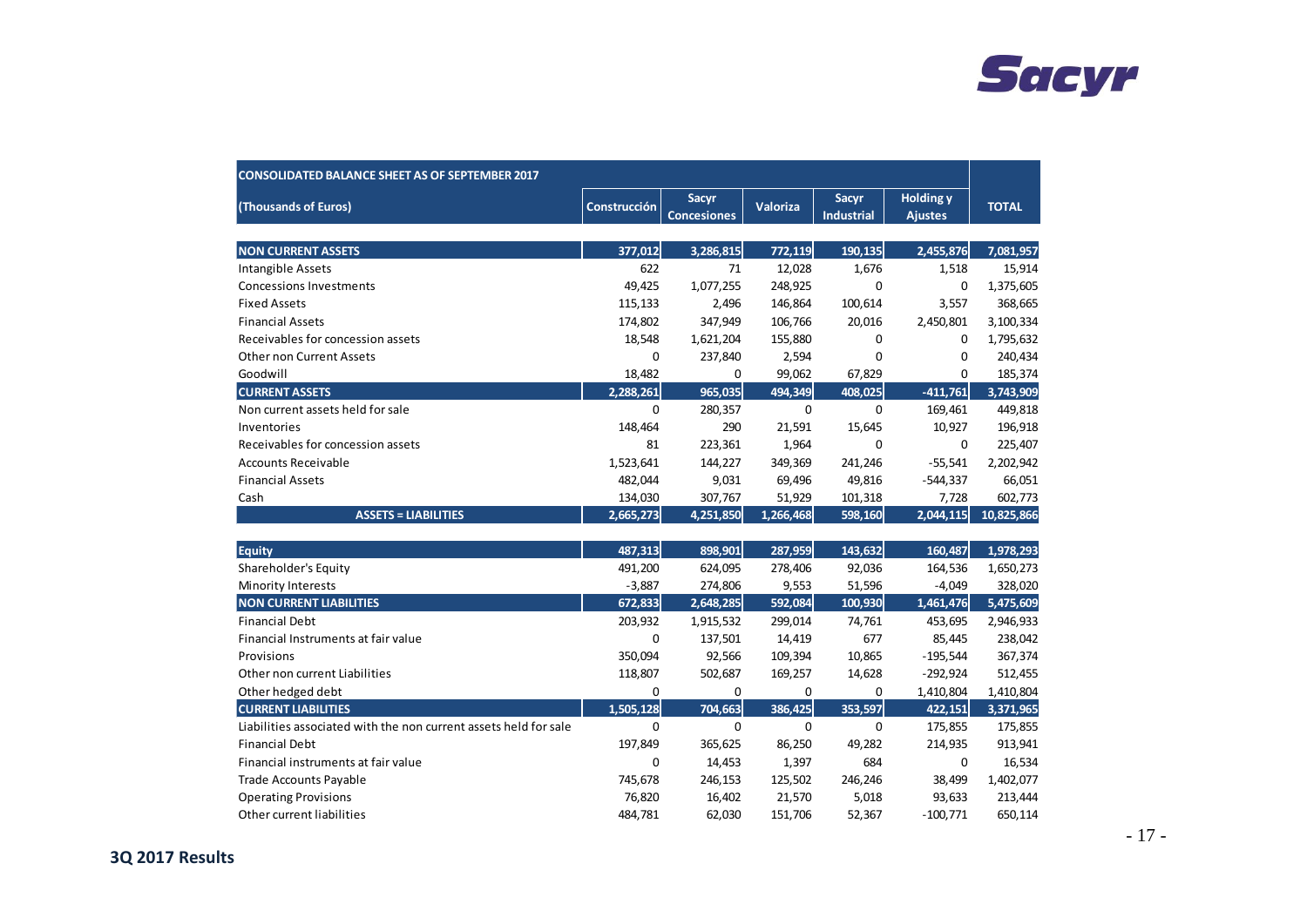| CONSOLIDATED BALANCE SHEET AS OF SEPTEMBER 2017 | | | | | | |
|---|---|---|---|---|---|---|
| (Thousands of Euros) | Construcción | Sacyr Concesiones | Valoriza | Sacyr Industrial | Holding y Ajustes | TOTAL |
| **NON CURRENT ASSETS** | **377,012** | **3,286,815** | **772,119** | **190,135** | **2,455,876** | **7,081,957** |
| Intangible Assets | 622 | 71 | 12,028 | 1,676 | 1,518 | 15,914 |
| Concessions Investments | 49,425 | 1,077,255 | 248,925 | 0 | 0 | 1,375,605 |
| Fixed Assets | 115,133 | 2,496 | 146,864 | 100,614 | 3,557 | 368,665 |
| Financial Assets | 174,802 | 347,949 | 106,766 | 20,016 | 2,450,801 | 3,100,334 |
| Receivables for concession assets | 18,548 | 1,621,204 | 155,880 | 0 | 0 | 1,795,632 |
| Other non Current Assets | 0 | 237,840 | 2,594 | 0 | 0 | 240,434 |
| Goodwill | 18,482 | 0 | 99,062 | 67,829 | 0 | 185,374 |
| **CURRENT ASSETS** | **2,288,261** | **965,035** | **494,349** | **408,025** | **-411,761** | **3,743,909** |
| Non current assets held for sale | 0 | 280,357 | 0 | 0 | 169,461 | 449,818 |
| Inventories | 148,464 | 290 | 21,591 | 15,645 | 10,927 | 196,918 |
| Receivables for concession assets | 81 | 223,361 | 1,964 | 0 | 0 | 225,407 |
| Accounts Receivable | 1,523,641 | 144,227 | 349,369 | 241,246 | -55,541 | 2,202,942 |
| Financial Assets | 482,044 | 9,031 | 69,496 | 49,816 | -544,337 | 66,051 |
| Cash | 134,030 | 307,767 | 51,929 | 101,318 | 7,728 | 602,773 |
| **ASSETS = LIABILITIES** | **2,665,273** | **4,251,850** | **1,266,468** | **598,160** | **2,044,115** | **10,825,866** |
| **Equity** | **487,313** | **898,901** | **287,959** | **143,632** | **160,487** | **1,978,293** |
| Shareholder's Equity | 491,200 | 624,095 | 278,406 | 92,036 | 164,536 | 1,650,273 |
| Minority Interests | -3,887 | 274,806 | 9,553 | 51,596 | -4,049 | 328,020 |
| **NON CURRENT LIABILITIES** | **672,833** | **2,648,285** | **592,084** | **100,930** | **1,461,476** | **5,475,609** |
| Financial Debt | 203,932 | 1,915,532 | 299,014 | 74,761 | 453,695 | 2,946,933 |
| Financial Instruments at fair value | 0 | 137,501 | 14,419 | 677 | 85,445 | 238,042 |
| Provisions | 350,094 | 92,566 | 109,394 | 10,865 | -195,544 | 367,374 |
| Other non current Liabilities | 118,807 | 502,687 | 169,257 | 14,628 | -292,924 | 512,455 |
| Other hedged debt | 0 | 0 | 0 | 0 | 1,410,804 | 1,410,804 |
| **CURRENT LIABILITIES** | **1,505,128** | **704,663** | **386,425** | **353,597** | **422,151** | **3,371,965** |
| Liabilities associated with the non current assets held for sale | 0 | 0 | 0 | 0 | 175,855 | 175,855 |
| Financial Debt | 197,849 | 365,625 | 86,250 | 49,282 | 214,935 | 913,941 |
| Financial instruments at fair value | 0 | 14,453 | 1,397 | 684 | 0 | 16,534 |
| Trade Accounts Payable | 745,678 | 246,153 | 125,502 | 246,246 | 38,499 | 1,402,077 |
| Operating Provisions | 76,820 | 16,402 | 21,570 | 5,018 | 93,633 | 213,444 |
| Other current liabilities | 484,781 | 62,030 | 151,706 | 52,367 | -100,771 | 650,114 |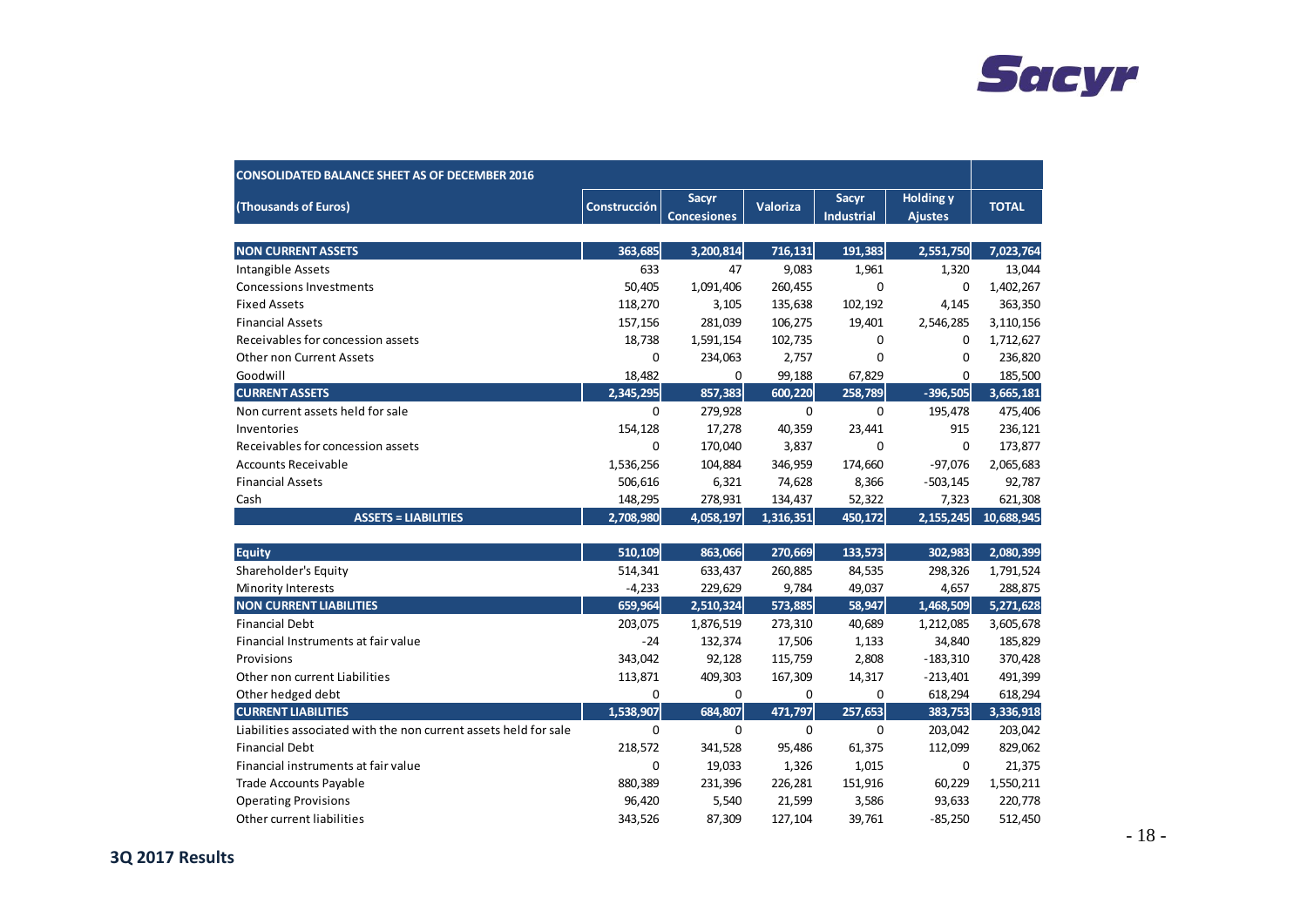| CONSOLIDATED BALANCE SHEET AS OF DECEMBER 2016 | | | | | | |
|---|---|---|---|---|---|---|
| (Thousands of Euros) | Construcción | Sacyr Concesiones | Valoriza | Sacyr Industrial | Holding y Ajustes | TOTAL |
| **NON CURRENT ASSETS** | **363,685** | **3,200,814** | **716,131** | **191,383** | **2,551,750** | **7,023,764** |
| Intangible Assets | 633 | 47 | 9,083 | 1,961 | 1,320 | 13,044 |
| Concessions Investments | 50,405 | 1,091,406 | 260,455 | 0 | 0 | 1,402,267 |
| Fixed Assets | 118,270 | 3,105 | 135,638 | 102,192 | 4,145 | 363,350 |
| Financial Assets | 157,156 | 281,039 | 106,275 | 19,401 | 2,546,285 | 3,110,156 |
| Receivables for concession assets | 18,738 | 1,591,154 | 102,735 | 0 | 0 | 1,712,627 |
| Other non Current Assets | 0 | 234,063 | 2,757 | 0 | 0 | 236,820 |
| Goodwill | 18,482 | 0 | 99,188 | 67,829 | 0 | 185,500 |
| **CURRENT ASSETS** | **2,345,295** | **857,383** | **600,220** | **258,789** | **-396,505** | **3,665,181** |
| Non current assets held for sale | 0 | 279,928 | 0 | 0 | 195,478 | 475,406 |
| Inventories | 154,128 | 17,278 | 40,359 | 23,441 | 915 | 236,121 |
| Receivables for concession assets | 0 | 170,040 | 3,837 | 0 | 0 | 173,877 |
| Accounts Receivable | 1,536,256 | 104,884 | 346,959 | 174,660 | -97,076 | 2,065,683 |
| Financial Assets | 506,616 | 6,321 | 74,628 | 8,366 | -503,145 | 92,787 |
| Cash | 148,295 | 278,931 | 134,437 | 52,322 | 7,323 | 621,308 |
| **ASSETS = LIABILITIES** | **2,708,980** | **4,058,197** | **1,316,351** | **450,172** | **2,155,245** | **10,688,945** |
| | | | | | | |
| **Equity** | **510,109** | **863,066** | **270,669** | **133,573** | **302,983** | **2,080,399** |
| Shareholder's Equity | 514,341 | 633,437 | 260,885 | 84,535 | 298,326 | 1,791,524 |
| Minority Interests | -4,233 | 229,629 | 9,784 | 49,037 | 4,657 | 288,875 |
| **NON CURRENT LIABILITIES** | **659,964** | **2,510,324** | **573,885** | **58,947** | **1,468,509** | **5,271,628** |
| Financial Debt | 203,075 | 1,876,519 | 273,310 | 40,689 | 1,212,085 | 3,605,678 |
| Financial Instruments at fair value | -24 | 132,374 | 17,506 | 1,133 | 34,840 | 185,829 |
| Provisions | 343,042 | 92,128 | 115,759 | 2,808 | -183,310 | 370,428 |
| Other non current Liabilities | 113,871 | 409,303 | 167,309 | 14,317 | -213,401 | 491,399 |
| Other hedged debt | 0 | 0 | 0 | 0 | 618,294 | 618,294 |
| **CURRENT LIABILITIES** | **1,538,907** | **684,807** | **471,797** | **257,653** | **383,753** | **3,336,918** |
| Liabilities associated with the non current assets held for sale | 0 | 0 | 0 | 0 | 203,042 | 203,042 |
| Financial Debt | 218,572 | 341,528 | 95,486 | 61,375 | 112,099 | 829,062 |
| Financial instruments at fair value | 0 | 19,033 | 1,326 | 1,015 | 0 | 21,375 |
| Trade Accounts Payable | 880,389 | 231,396 | 226,281 | 151,916 | 60,229 | 1,550,211 |
| Operating Provisions | 96,420 | 5,540 | 21,599 | 3,586 | 93,633 | 220,778 |
| Other current liabilities | 343,526 | 87,309 | 127,104 | 39,761 | -85,250 | 512,450 |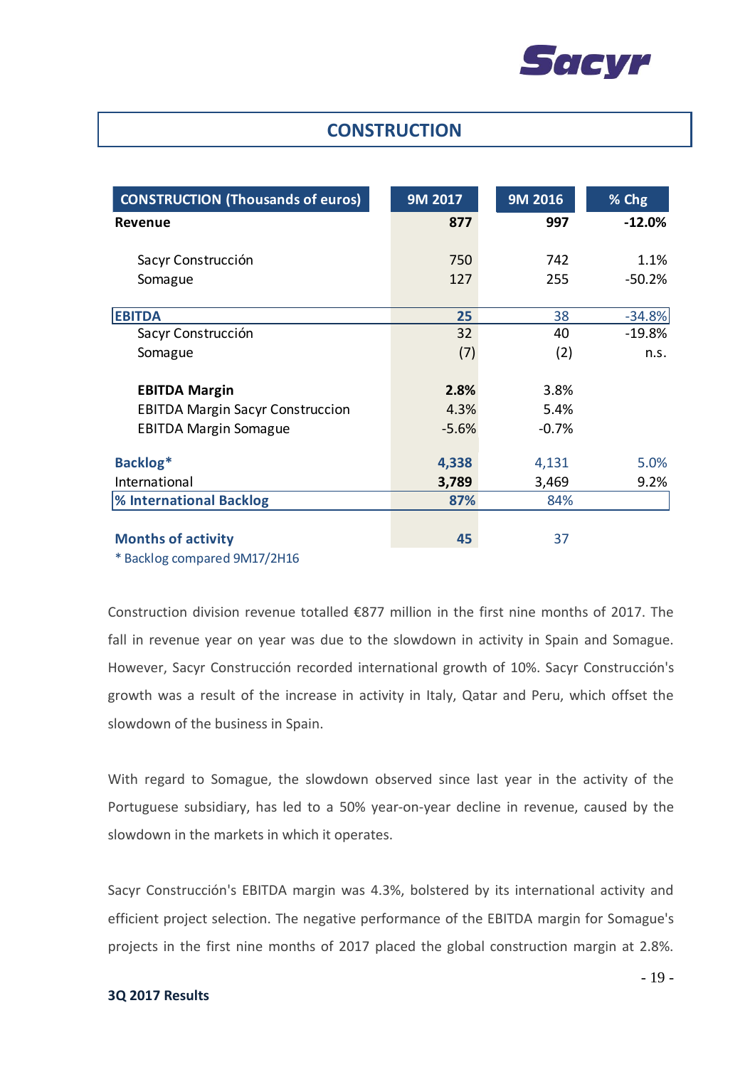# CONSTRUCTION

| CONSTRUCTION (Thousands of euros) | 9M 2017 | 9M 2016 | % Chg |
|---|---|---|---|
| **Revenue** | **877** | **997** | **-12.0%** |
| Sacyr Construcción | 750 | 742 | 1.1% |
| Somague | 127 | 255 | -50.2% |
| **EBITDA** | **25** | 38 | -34.8% |
| Sacyr Construcción | 32 | 40 | -19.8% |
| Somague | (7) | (2) | n.s. |
| **EBITDA Margin** | **2.8%** | 3.8% | |
| EBITDA Margin Sacyr Construccion | 4.3% | 5.4% | |
| EBITDA Margin Somague | -5.6% | -0.7% | |
| **Backlog*** | **4,338** | 4,131 | 5.0% |
| International | **3,789** | 3,469 | 9.2% |
| **% International Backlog** | **87%** | 84% | |
| **Months of activity** | **45** | 37 | |

* Backlog compared 9M17/2H16

Construction division revenue totalled €877 million in the first nine months of 2017. The fall in revenue year on year was due to the slowdown in activity in Spain and Somague. However, Sacyr Construcción recorded international growth of 10%. Sacyr Construcción's growth was a result of the increase in activity in Italy, Qatar and Peru, which offset the slowdown of the business in Spain.

With regard to Somague, the slowdown observed since last year in the activity of the Portuguese subsidiary, has led to a 50% year-on-year decline in revenue, caused by the slowdown in the markets in which it operates.

Sacyr Construcción's EBITDA margin was 4.3%, bolstered by its international activity and efficient project selection. The negative performance of the EBITDA margin for Somague's projects in the first nine months of 2017 placed the global construction margin at 2.8%.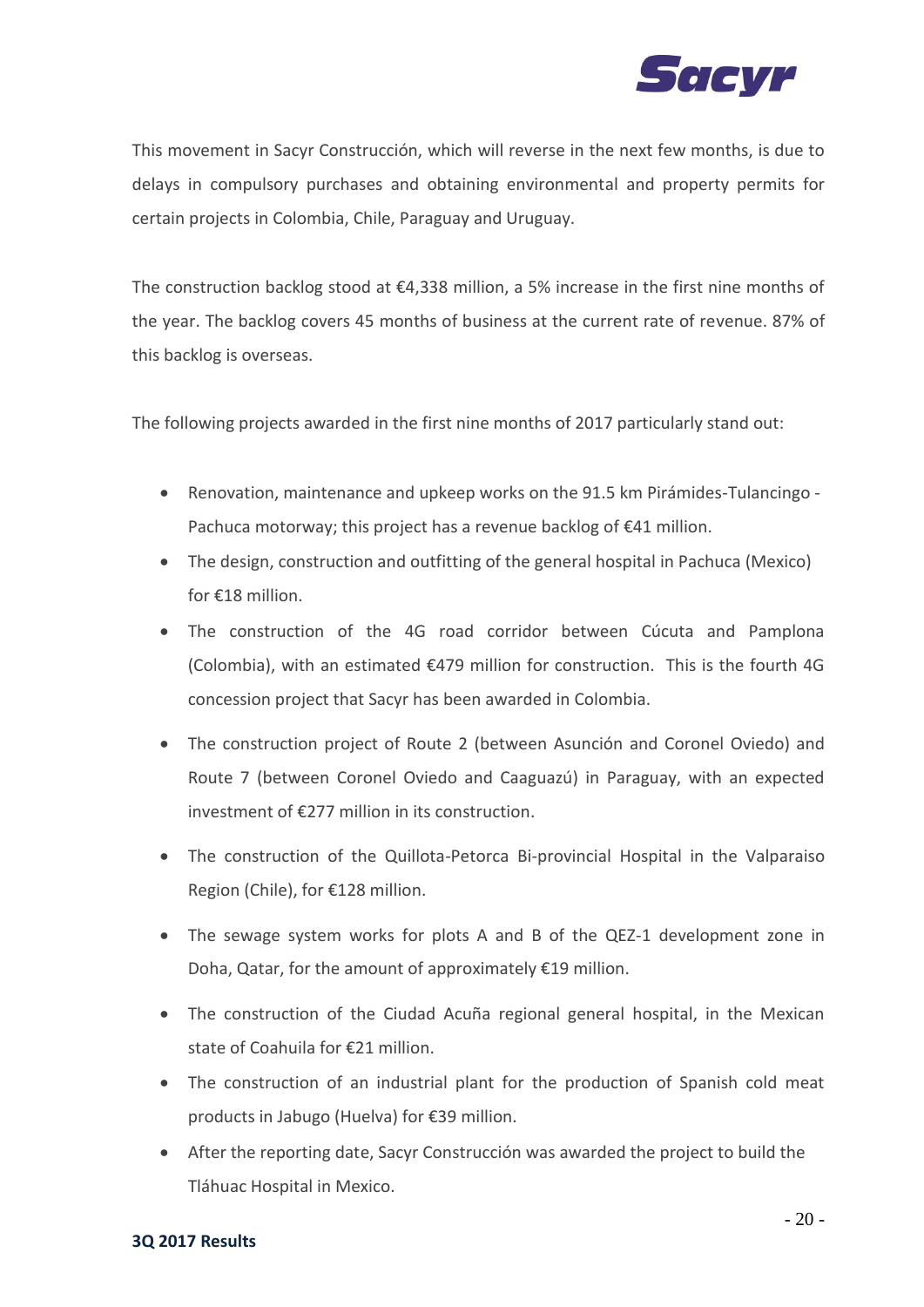This movement in Sacyr Construcción, which will reverse in the next few months, is due to delays in compulsory purchases and obtaining environmental and property permits for certain projects in Colombia, Chile, Paraguay and Uruguay.

The construction backlog stood at €4,338 million, a 5% increase in the first nine months of the year. The backlog covers 45 months of business at the current rate of revenue. 87% of this backlog is overseas.

The following projects awarded in the first nine months of 2017 particularly stand out:

- Renovation, maintenance and upkeep works on the 91.5 km Pirámides-Tulancingo - Pachuca motorway; this project has a revenue backlog of €41 million.
- The design, construction and outfitting of the general hospital in Pachuca (Mexico) for €18 million.
- The construction of the 4G road corridor between Cúcuta and Pamplona (Colombia), with an estimated €479 million for construction. This is the fourth 4G concession project that Sacyr has been awarded in Colombia.
- The construction project of Route 2 (between Asunción and Coronel Oviedo) and Route 7 (between Coronel Oviedo and Caaguazú) in Paraguay, with an expected investment of €277 million in its construction.
- The construction of the Quillota-Petorca Bi-provincial Hospital in the Valparaiso Region (Chile), for €128 million.
- The sewage system works for plots A and B of the QEZ-1 development zone in Doha, Qatar, for the amount of approximately €19 million.
- The construction of the Ciudad Acuña regional general hospital, in the Mexican state of Coahuila for €21 million.
- The construction of an industrial plant for the production of Spanish cold meat products in Jabugo (Huelva) for €39 million.
- After the reporting date, Sacyr Construcción was awarded the project to build the Tláhuac Hospital in Mexico.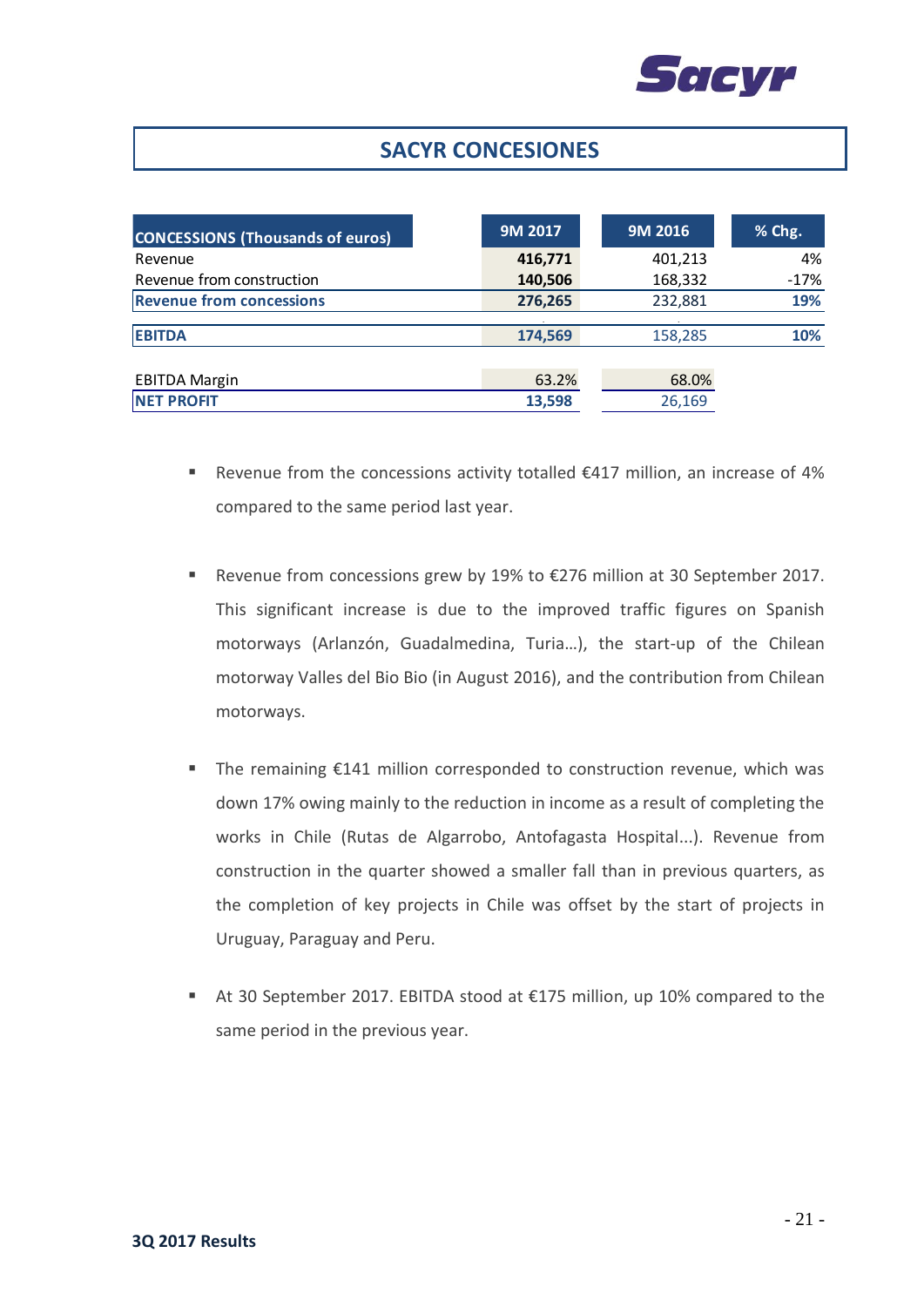# SACYR CONCESIONES

| CONCESSIONS (Thousands of euros) | 9M 2017 | 9M 2016 | % Chg. |
|---|---|---|---|
| Revenue | **416,771** | 401,213 | 4% |
| Revenue from construction | **140,506** | 168,332 | -17% |
| **Revenue from concessions** | **276,265** | 232,881 | **19%** |
| **EBITDA** | **174,569** | 158,285 | **10%** |
| EBITDA Margin | 63.2% | 68.0% | |
| **NET PROFIT** | **13,598** | 26,169 | |

- Revenue from the concessions activity totalled €417 million, an increase of 4% compared to the same period last year.

- Revenue from concessions grew by 19% to €276 million at 30 September 2017. This significant increase is due to the improved traffic figures on Spanish motorways (Arlanzón, Guadalmedina, Turia…), the start-up of the Chilean motorway Valles del Bio Bio (in August 2016), and the contribution from Chilean motorways.

- The remaining €141 million corresponded to construction revenue, which was down 17% owing mainly to the reduction in income as a result of completing the works in Chile (Rutas de Algarrobo, Antofagasta Hospital...). Revenue from construction in the quarter showed a smaller fall than in previous quarters, as the completion of key projects in Chile was offset by the start of projects in Uruguay, Paraguay and Peru.

- At 30 September 2017. EBITDA stood at €175 million, up 10% compared to the same period in the previous year.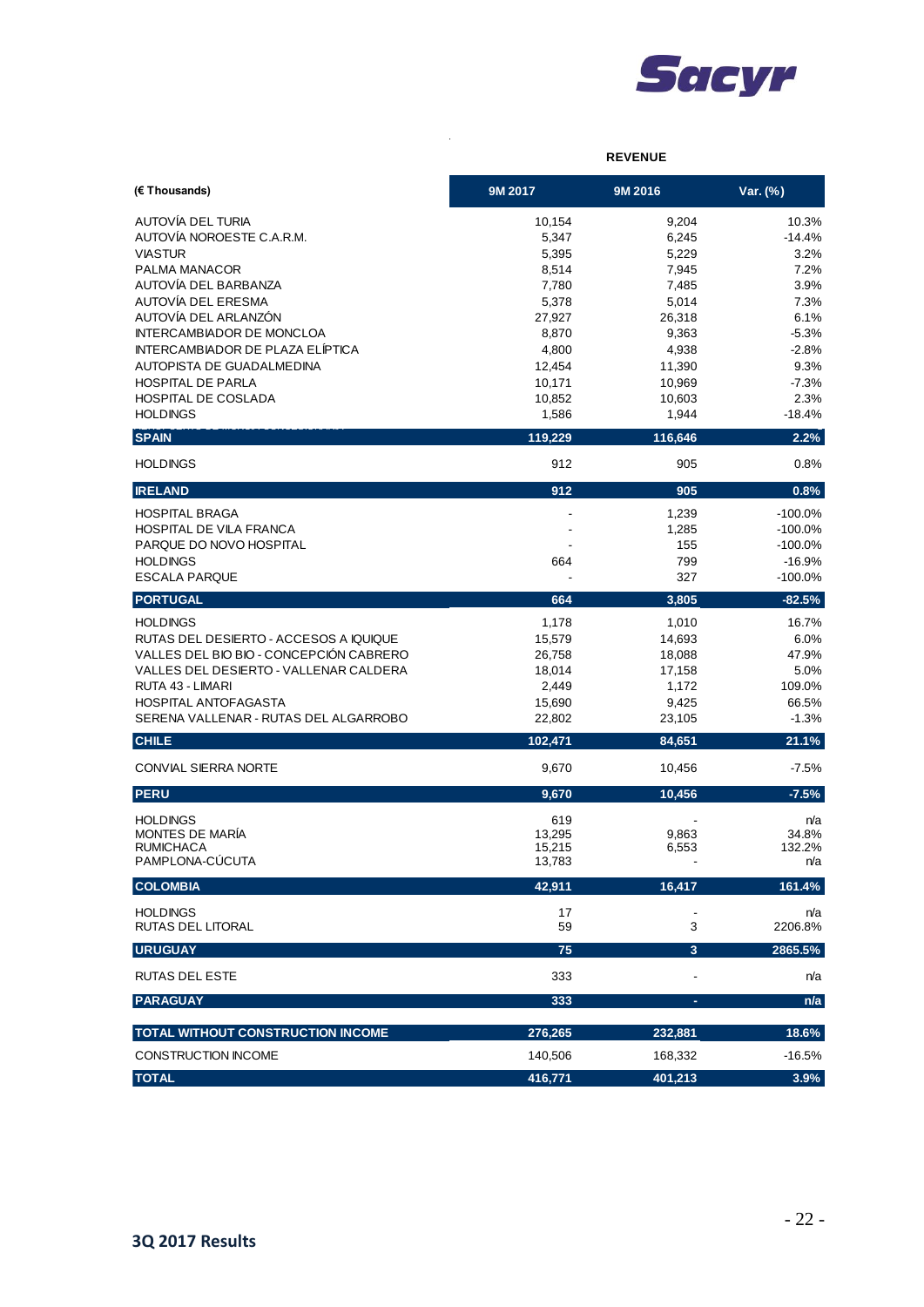| (€ Thousands) | REVENUE | | |
|---|---|---|---|
| | 9M 2017 | 9M 2016 | Var. (%) |
| AUTOVÍA DEL TURIA | 10,154 | 9,204 | 10.3% |
| AUTOVÍA NOROESTE C.A.R.M. | 5,347 | 6,245 | -14.4% |
| VIASTUR | 5,395 | 5,229 | 3.2% |
| PALMA MANACOR | 8,514 | 7,945 | 7.2% |
| AUTOVÍA DEL BARBANZA | 7,780 | 7,485 | 3.9% |
| AUTOVÍA DEL ERESMA | 5,378 | 5,014 | 7.3% |
| AUTOVÍA DEL ARLANZÓN | 27,927 | 26,318 | 6.1% |
| INTERCAMBIADOR DE MONCLOA | 8,870 | 9,363 | -5.3% |
| INTERCAMBIADOR DE PLAZA ELÍPTICA | 4,800 | 4,938 | -2.8% |
| AUTOPISTA DE GUADALMEDINA | 12,454 | 11,390 | 9.3% |
| HOSPITAL DE PARLA | 10,171 | 10,969 | -7.3% |
| HOSPITAL DE COSLADA | 10,852 | 10,603 | 2.3% |
| HOLDINGS | 1,586 | 1,944 | -18.4% |
| **SPAIN** | **119,229** | **116,646** | **2.2%** |
| HOLDINGS | 912 | 905 | 0.8% |
| **IRELAND** | **912** | **905** | **0.8%** |
| HOSPITAL BRAGA | - | 1,239 | -100.0% |
| HOSPITAL DE VILA FRANCA | - | 1,285 | -100.0% |
| PARQUE DO NOVO HOSPITAL | - | 155 | -100.0% |
| HOLDINGS | 664 | 799 | -16.9% |
| ESCALA PARQUE | - | 327 | -100.0% |
| **PORTUGAL** | **664** | **3,805** | **-82.5%** |
| HOLDINGS | 1,178 | 1,010 | 16.7% |
| RUTAS DEL DESIERTO - ACCESOS A IQUIQUE | 15,579 | 14,693 | 6.0% |
| VALLES DEL BIO BIO - CONCEPCIÓN CABRERO | 26,758 | 18,088 | 47.9% |
| VALLES DEL DESIERTO - VALLENAR CALDERA | 18,014 | 17,158 | 5.0% |
| RUTA 43 - LIMARI | 2,449 | 1,172 | 109.0% |
| HOSPITAL ANTOFAGASTA | 15,690 | 9,425 | 66.5% |
| SERENA VALLENAR - RUTAS DEL ALGARROBO | 22,802 | 23,105 | -1.3% |
| **CHILE** | **102,471** | **84,651** | **21.1%** |
| CONVIAL SIERRA NORTE | 9,670 | 10,456 | -7.5% |
| **PERU** | **9,670** | **10,456** | **-7.5%** |
| HOLDINGS | 619 | - | n/a |
| MONTES DE MARÍA | 13,295 | 9,863 | 34.8% |
| RUMICHACA | 15,215 | 6,553 | 132.2% |
| PAMPLONA-CÚCUTA | 13,783 | - | n/a |
| **COLOMBIA** | **42,911** | **16,417** | **161.4%** |
| HOLDINGS | 17 | - | n/a |
| RUTAS DEL LITORAL | 59 | 3 | 2206.8% |
| **URUGUAY** | **75** | **3** | **2865.5%** |
| RUTAS DEL ESTE | 333 | - | n/a |
| **PARAGUAY** | **333** | **-** | **n/a** |
| **TOTAL WITHOUT CONSTRUCTION INCOME** | **276,265** | **232,881** | **18.6%** |
| CONSTRUCTION INCOME | 140,506 | 168,332 | -16.5% |
| **TOTAL** | **416,771** | **401,213** | **3.9%** |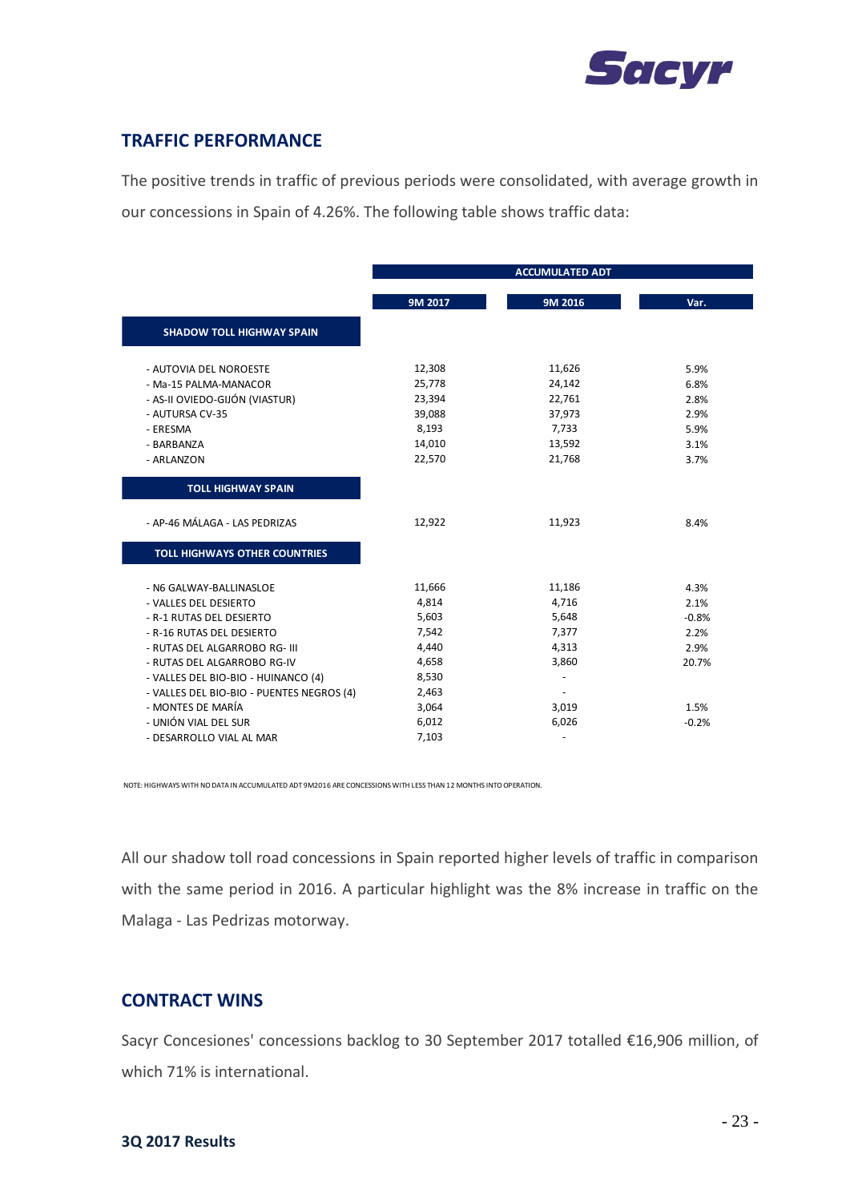## TRAFFIC PERFORMANCE

The positive trends in traffic of previous periods were consolidated, with average growth in our concessions in Spain of 4.26%. The following table shows traffic data:

| | ACCUMULATED ADT | | |
|---|---|---|---|
| | 9M 2017 | 9M 2016 | Var. |
| **SHADOW TOLL HIGHWAY SPAIN** | | | |
| - AUTOVIA DEL NOROESTE | 12,308 | 11,626 | 5.9% |
| - Ma-15 PALMA-MANACOR | 25,778 | 24,142 | 6.8% |
| - AS-II OVIEDO-GIJÓN (VIASTUR) | 23,394 | 22,761 | 2.8% |
| - AUTURSA CV-35 | 39,088 | 37,973 | 2.9% |
| - ERESMA | 8,193 | 7,733 | 5.9% |
| - BARBANZA | 14,010 | 13,592 | 3.1% |
| - ARLANZON | 22,570 | 21,768 | 3.7% |
| **TOLL HIGHWAY SPAIN** | | | |
| - AP-46 MÁLAGA - LAS PEDRIZAS | 12,922 | 11,923 | 8.4% |
| **TOLL HIGHWAYS OTHER COUNTRIES** | | | |
| - N6 GALWAY-BALLINASLOE | 11,666 | 11,186 | 4.3% |
| - VALLES DEL DESIERTO | 4,814 | 4,716 | 2.1% |
| - R-1 RUTAS DEL DESIERTO | 5,603 | 5,648 | -0.8% |
| - R-16 RUTAS DEL DESIERTO | 7,542 | 7,377 | 2.2% |
| - RUTAS DEL ALGARROBO RG- III | 4,440 | 4,313 | 2.9% |
| - RUTAS DEL ALGARROBO RG-IV | 4,658 | 3,860 | 20.7% |
| - VALLES DEL BIO-BIO - HUINANCO (4) | 8,530 | - | |
| - VALLES DEL BIO-BIO - PUENTES NEGROS (4) | 2,463 | - | |
| - MONTES DE MARÍA | 3,064 | 3,019 | 1.5% |
| - UNIÓN VIAL DEL SUR | 6,012 | 6,026 | -0.2% |
| - DESARROLLO VIAL AL MAR | 7,103 | - | |

NOTE: HIGHWAYS WITH NO DATA IN ACCUMULATED ADT 9M2016 ARE CONCESSIONS WITH LESS THAN 12 MONTHS INTO OPERATION.

All our shadow toll road concessions in Spain reported higher levels of traffic in comparison with the same period in 2016. A particular highlight was the 8% increase in traffic on the Malaga - Las Pedrizas motorway.

## CONTRACT WINS

Sacyr Concesiones' concessions backlog to 30 September 2017 totalled €16,906 million, of which 71% is international.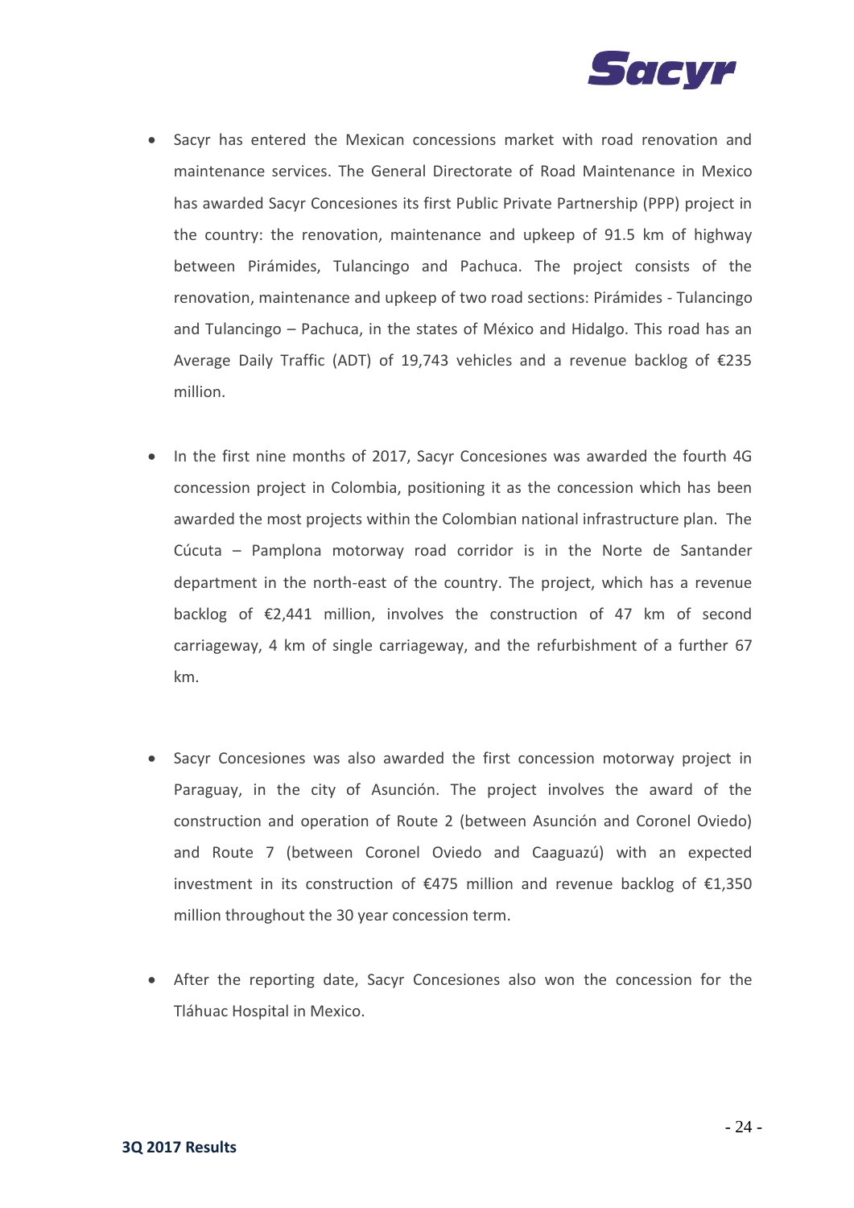- Sacyr has entered the Mexican concessions market with road renovation and maintenance services. The General Directorate of Road Maintenance in Mexico has awarded Sacyr Concesiones its first Public Private Partnership (PPP) project in the country: the renovation, maintenance and upkeep of 91.5 km of highway between Pirámides, Tulancingo and Pachuca. The project consists of the renovation, maintenance and upkeep of two road sections: Pirámides - Tulancingo and Tulancingo – Pachuca, in the states of México and Hidalgo. This road has an Average Daily Traffic (ADT) of 19,743 vehicles and a revenue backlog of €235 million.

- In the first nine months of 2017, Sacyr Concesiones was awarded the fourth 4G concession project in Colombia, positioning it as the concession which has been awarded the most projects within the Colombian national infrastructure plan. The Cúcuta – Pamplona motorway road corridor is in the Norte de Santander department in the north-east of the country. The project, which has a revenue backlog of €2,441 million, involves the construction of 47 km of second carriageway, 4 km of single carriageway, and the refurbishment of a further 67 km.

- Sacyr Concesiones was also awarded the first concession motorway project in Paraguay, in the city of Asunción. The project involves the award of the construction and operation of Route 2 (between Asunción and Coronel Oviedo) and Route 7 (between Coronel Oviedo and Caaguazú) with an expected investment in its construction of €475 million and revenue backlog of €1,350 million throughout the 30 year concession term.

- After the reporting date, Sacyr Concesiones also won the concession for the Tláhuac Hospital in Mexico.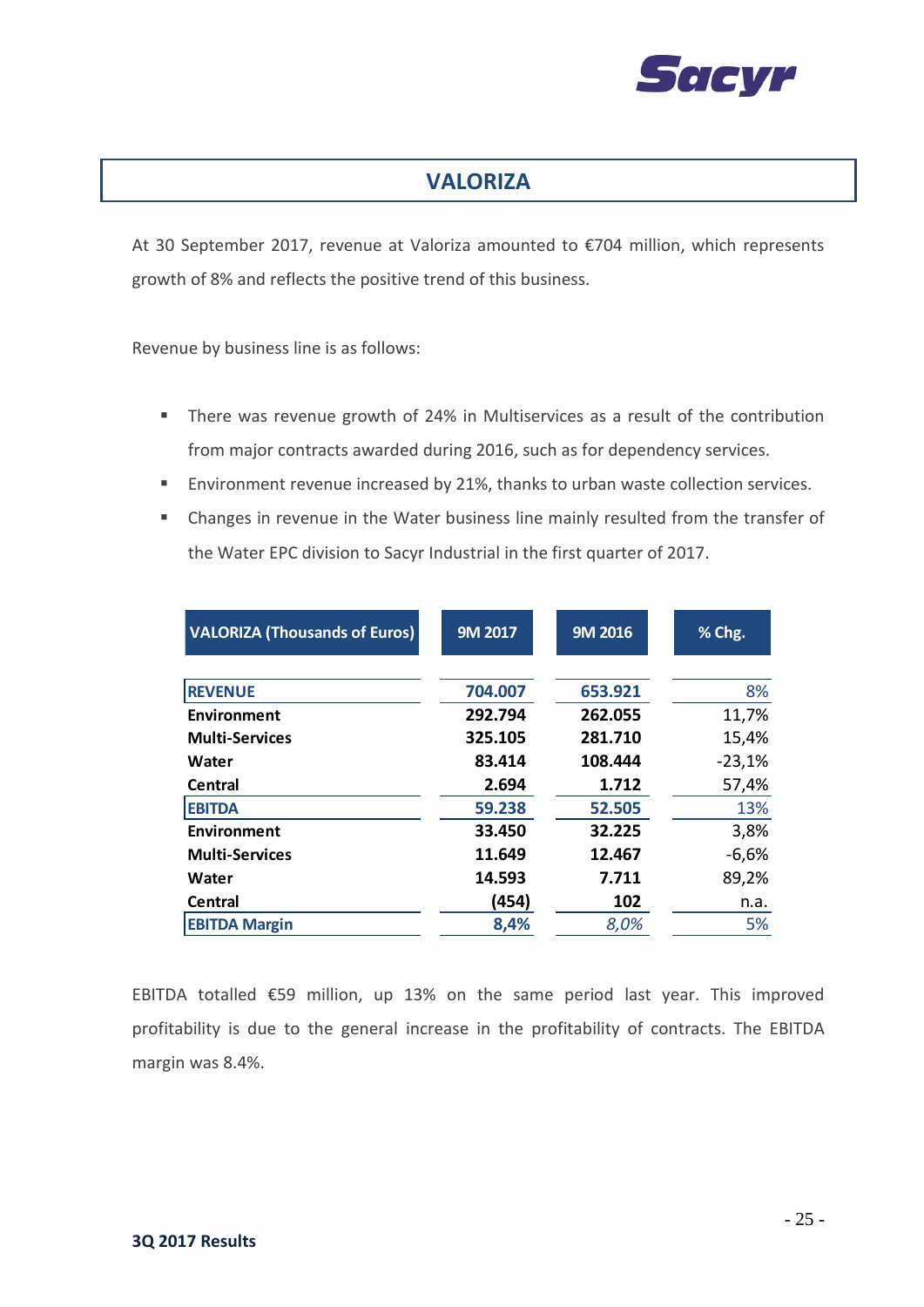## VALORIZA

At 30 September 2017, revenue at Valoriza amounted to €704 million, which represents growth of 8% and reflects the positive trend of this business.

Revenue by business line is as follows:

- There was revenue growth of 24% in Multiservices as a result of the contribution from major contracts awarded during 2016, such as for dependency services.
- Environment revenue increased by 21%, thanks to urban waste collection services.
- Changes in revenue in the Water business line mainly resulted from the transfer of the Water EPC division to Sacyr Industrial in the first quarter of 2017.

| VALORIZA (Thousands of Euros) | 9M 2017 | 9M 2016 | % Chg. |
|---|---|---|---|
| **REVENUE** | **704.007** | **653.921** | 8% |
| **Environment** | **292.794** | **262.055** | 11,7% |
| **Multi-Services** | **325.105** | **281.710** | 15,4% |
| **Water** | **83.414** | **108.444** | -23,1% |
| **Central** | **2.694** | **1.712** | 57,4% |
| **EBITDA** | **59.238** | **52.505** | 13% |
| **Environment** | **33.450** | **32.225** | 3,8% |
| **Multi-Services** | **11.649** | **12.467** | -6,6% |
| **Water** | **14.593** | **7.711** | 89,2% |
| **Central** | **(454)** | **102** | n.a. |
| **EBITDA Margin** | **8,4%** | *8,0%* | 5% |

EBITDA totalled €59 million, up 13% on the same period last year. This improved profitability is due to the general increase in the profitability of contracts. The EBITDA margin was 8.4%.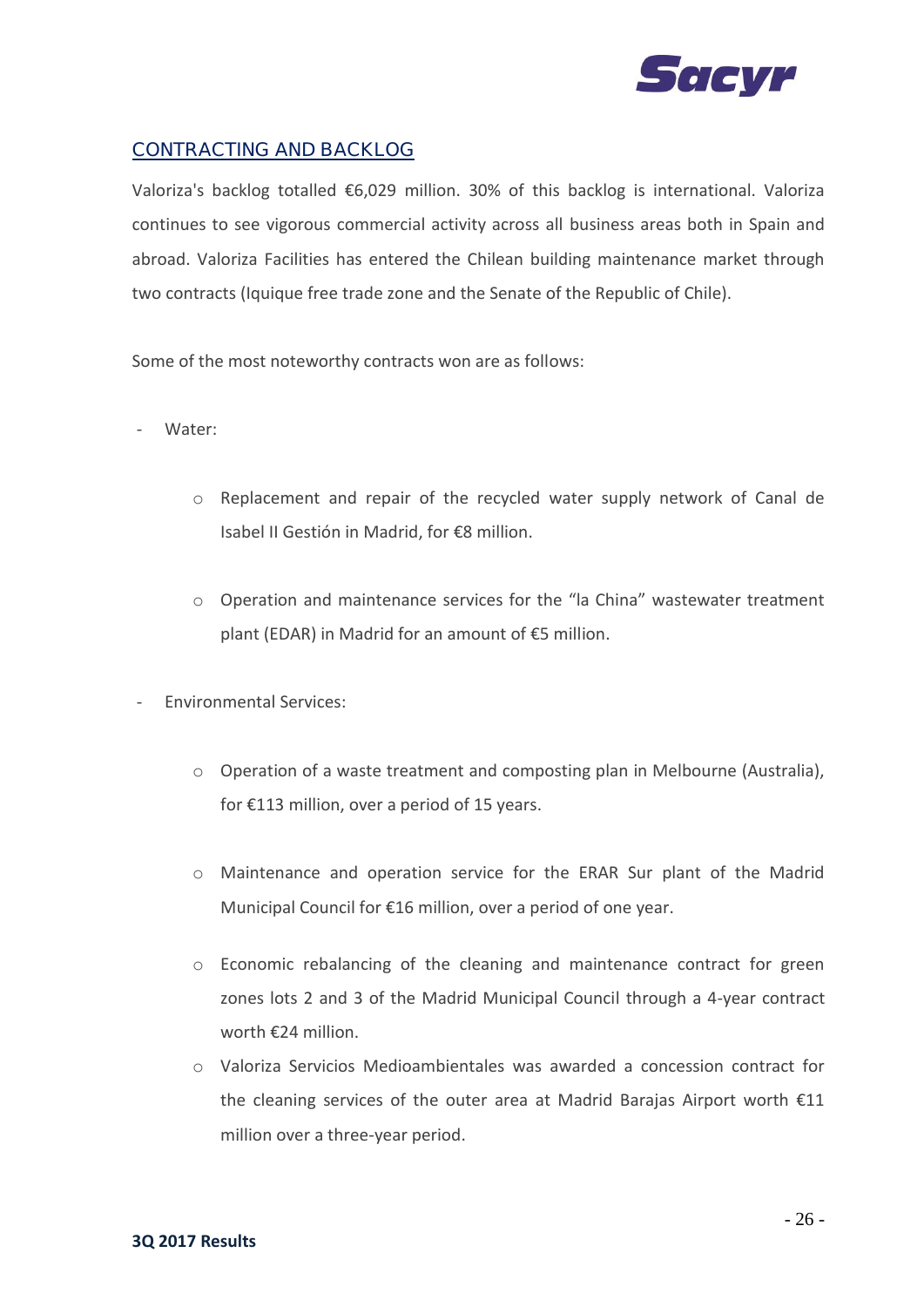## CONTRACTING AND BACKLOG

Valoriza's backlog totalled €6,029 million. 30% of this backlog is international. Valoriza continues to see vigorous commercial activity across all business areas both in Spain and abroad. Valoriza Facilities has entered the Chilean building maintenance market through two contracts (Iquique free trade zone and the Senate of the Republic of Chile).

Some of the most noteworthy contracts won are as follows:

- Water:
  - Replacement and repair of the recycled water supply network of Canal de Isabel II Gestión in Madrid, for €8 million.
  - Operation and maintenance services for the "la China" wastewater treatment plant (EDAR) in Madrid for an amount of €5 million.
- Environmental Services:
  - Operation of a waste treatment and composting plan in Melbourne (Australia), for €113 million, over a period of 15 years.
  - Maintenance and operation service for the ERAR Sur plant of the Madrid Municipal Council for €16 million, over a period of one year.
  - Economic rebalancing of the cleaning and maintenance contract for green zones lots 2 and 3 of the Madrid Municipal Council through a 4-year contract worth €24 million.
  - Valoriza Servicios Medioambientales was awarded a concession contract for the cleaning services of the outer area at Madrid Barajas Airport worth €11 million over a three-year period.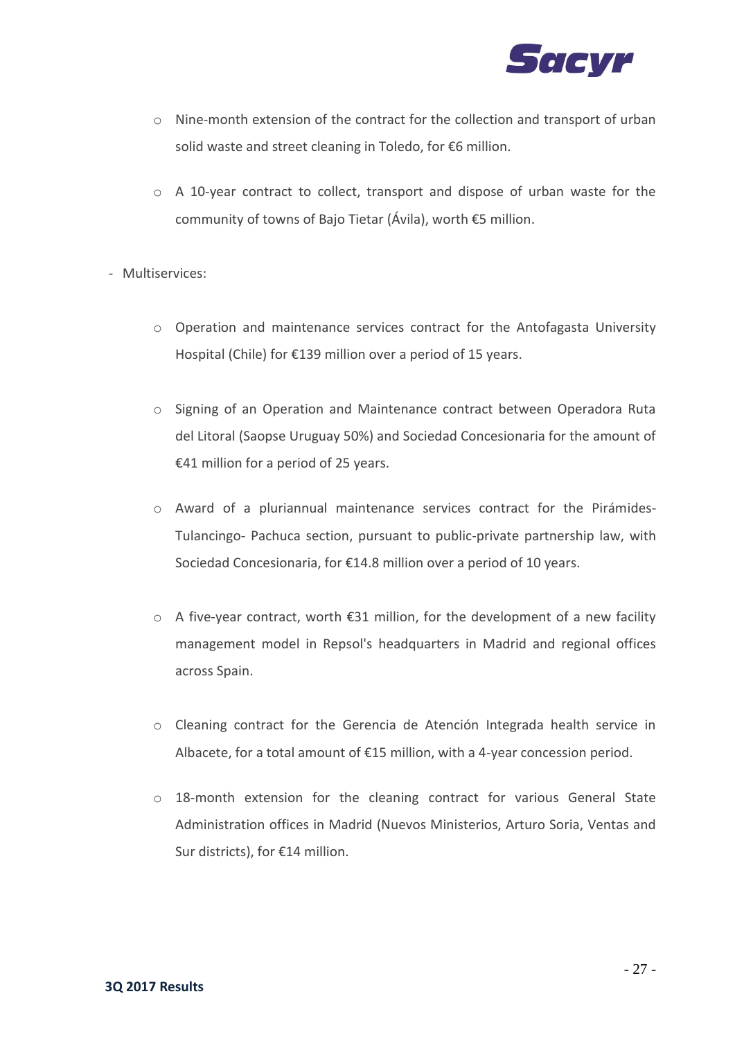- Nine-month extension of the contract for the collection and transport of urban solid waste and street cleaning in Toledo, for €6 million.
    - A 10-year contract to collect, transport and dispose of urban waste for the community of towns of Bajo Tietar (Ávila), worth €5 million.

- Multiservices:
    - Operation and maintenance services contract for the Antofagasta University Hospital (Chile) for €139 million over a period of 15 years.
    - Signing of an Operation and Maintenance contract between Operadora Ruta del Litoral (Saopse Uruguay 50%) and Sociedad Concesionaria for the amount of €41 million for a period of 25 years.
    - Award of a pluriannual maintenance services contract for the Pirámides-Tulancingo- Pachuca section, pursuant to public-private partnership law, with Sociedad Concesionaria, for €14.8 million over a period of 10 years.
    - A five-year contract, worth €31 million, for the development of a new facility management model in Repsol's headquarters in Madrid and regional offices across Spain.
    - Cleaning contract for the Gerencia de Atención Integrada health service in Albacete, for a total amount of €15 million, with a 4-year concession period.
    - 18-month extension for the cleaning contract for various General State Administration offices in Madrid (Nuevos Ministerios, Arturo Soria, Ventas and Sur districts), for €14 million.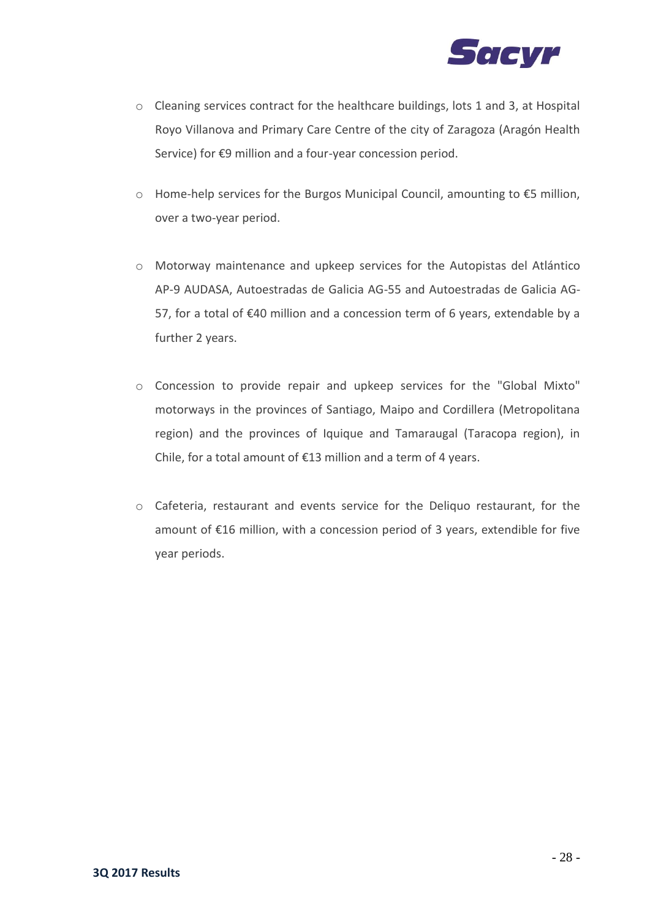- Cleaning services contract for the healthcare buildings, lots 1 and 3, at Hospital Royo Villanova and Primary Care Centre of the city of Zaragoza (Aragón Health Service) for €9 million and a four-year concession period.

- Home-help services for the Burgos Municipal Council, amounting to €5 million, over a two-year period.

- Motorway maintenance and upkeep services for the Autopistas del Atlántico AP-9 AUDASA, Autoestradas de Galicia AG-55 and Autoestradas de Galicia AG-57, for a total of €40 million and a concession term of 6 years, extendable by a further 2 years.

- Concession to provide repair and upkeep services for the "Global Mixto" motorways in the provinces of Santiago, Maipo and Cordillera (Metropolitana region) and the provinces of Iquique and Tamaraugal (Taracopa region), in Chile, for a total amount of €13 million and a term of 4 years.

- Cafeteria, restaurant and events service for the Deliquo restaurant, for the amount of €16 million, with a concession period of 3 years, extendible for five year periods.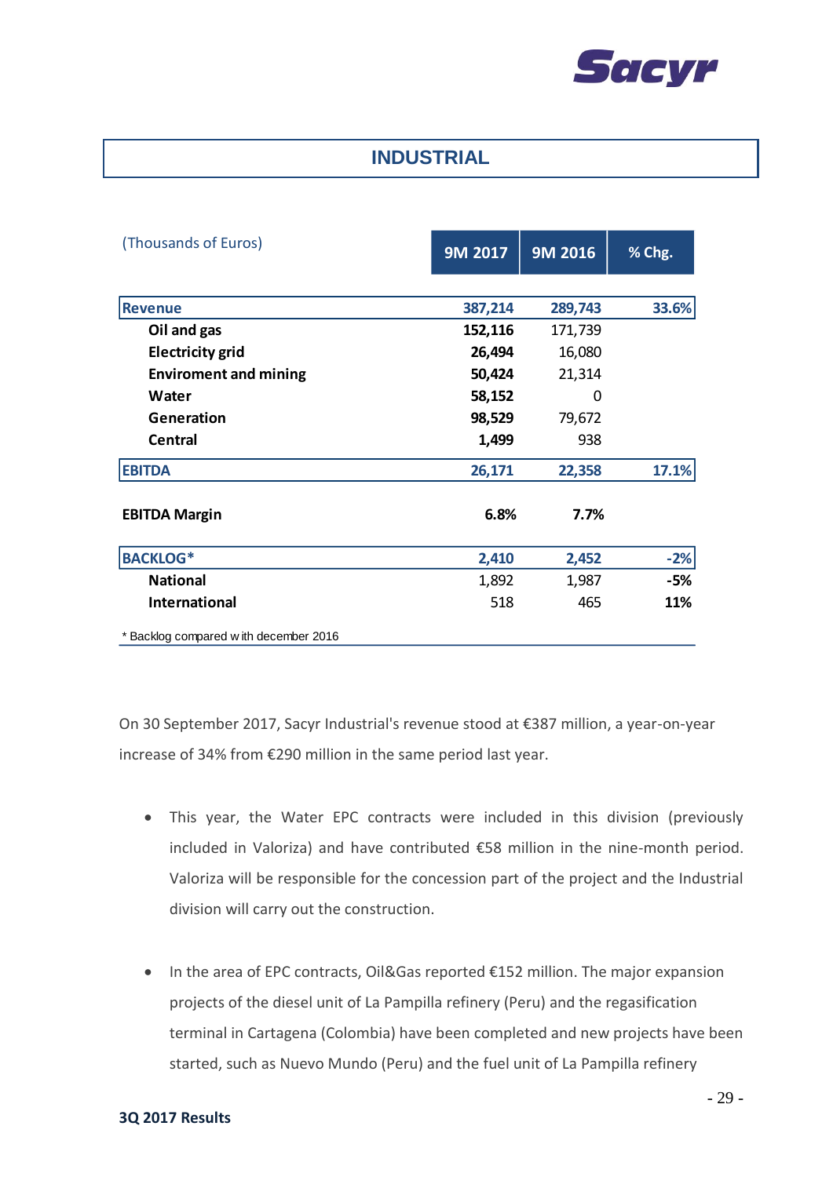# INDUSTRIAL

| (Thousands of Euros) | 9M 2017 | 9M 2016 | % Chg. |
|---|---|---|---|
| **Revenue** | **387,214** | **289,743** | **33.6%** |
| **Oil and gas** | **152,116** | 171,739 | |
| **Electricity grid** | **26,494** | 16,080 | |
| **Enviroment and mining** | **50,424** | 21,314 | |
| **Water** | **58,152** | 0 | |
| **Generation** | **98,529** | 79,672 | |
| **Central** | **1,499** | 938 | |
| **EBITDA** | **26,171** | **22,358** | **17.1%** |
| **EBITDA Margin** | **6.8%** | **7.7%** | |
| **BACKLOG*** | **2,410** | **2,452** | **-2%** |
| **National** | 1,892 | 1,987 | **-5%** |
| **International** | 518 | 465 | **11%** |

* Backlog compared with december 2016

On 30 September 2017, Sacyr Industrial's revenue stood at €387 million, a year-on-year increase of 34% from €290 million in the same period last year.

- This year, the Water EPC contracts were included in this division (previously included in Valoriza) and have contributed €58 million in the nine-month period. Valoriza will be responsible for the concession part of the project and the Industrial division will carry out the construction.

- In the area of EPC contracts, Oil&Gas reported €152 million. The major expansion projects of the diesel unit of La Pampilla refinery (Peru) and the regasification terminal in Cartagena (Colombia) have been completed and new projects have been started, such as Nuevo Mundo (Peru) and the fuel unit of La Pampilla refinery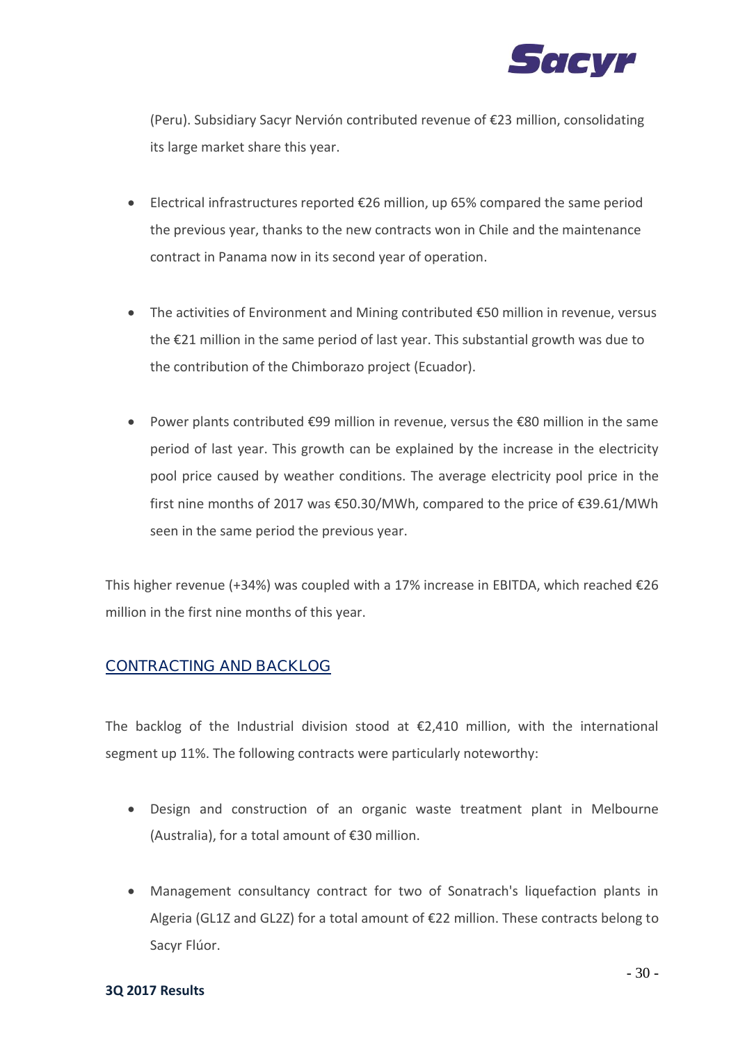(Peru). Subsidiary Sacyr Nervión contributed revenue of €23 million, consolidating its large market share this year.

- Electrical infrastructures reported €26 million, up 65% compared the same period the previous year, thanks to the new contracts won in Chile and the maintenance contract in Panama now in its second year of operation.

- The activities of Environment and Mining contributed €50 million in revenue, versus the €21 million in the same period of last year. This substantial growth was due to the contribution of the Chimborazo project (Ecuador).

- Power plants contributed €99 million in revenue, versus the €80 million in the same period of last year. This growth can be explained by the increase in the electricity pool price caused by weather conditions. The average electricity pool price in the first nine months of 2017 was €50.30/MWh, compared to the price of €39.61/MWh seen in the same period the previous year.

This higher revenue (+34%) was coupled with a 17% increase in EBITDA, which reached €26 million in the first nine months of this year.

## CONTRACTING AND BACKLOG

The backlog of the Industrial division stood at €2,410 million, with the international segment up 11%. The following contracts were particularly noteworthy:

- Design and construction of an organic waste treatment plant in Melbourne (Australia), for a total amount of €30 million.

- Management consultancy contract for two of Sonatrach's liquefaction plants in Algeria (GL1Z and GL2Z) for a total amount of €22 million. These contracts belong to Sacyr Flúor.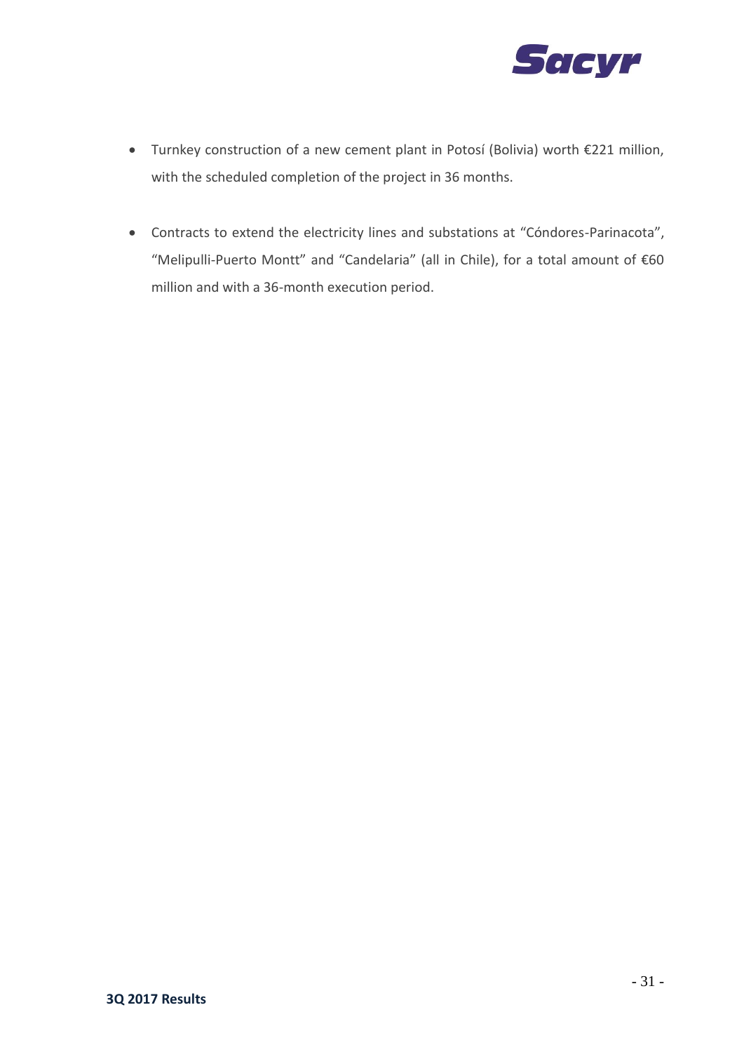- Turnkey construction of a new cement plant in Potosí (Bolivia) worth €221 million, with the scheduled completion of the project in 36 months.

- Contracts to extend the electricity lines and substations at "Cóndores-Parinacota", "Melipulli-Puerto Montt" and "Candelaria" (all in Chile), for a total amount of €60 million and with a 36-month execution period.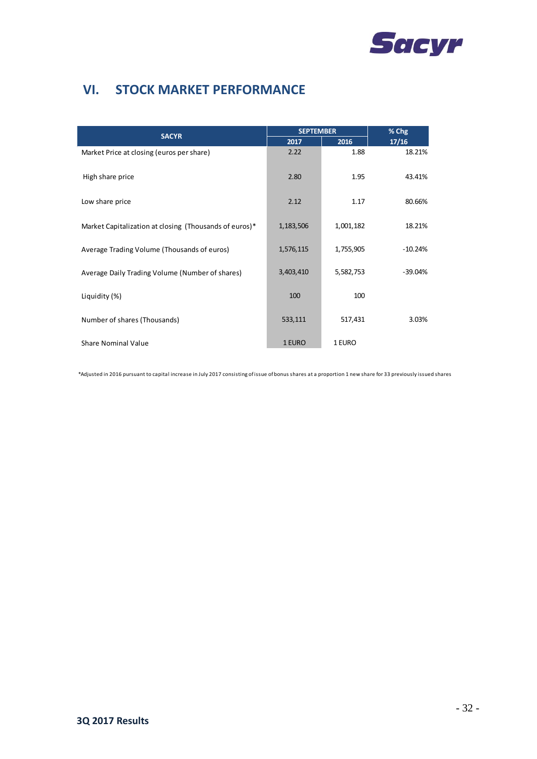## VI. STOCK MARKET PERFORMANCE

| SACYR | SEPTEMBER | | % Chg |
|---|---|---|---|
| | 2017 | 2016 | 17/16 |
| Market Price at closing (euros per share) | 2.22 | 1.88 | 18.21% |
| High share price | 2.80 | 1.95 | 43.41% |
| Low share price | 2.12 | 1.17 | 80.66% |
| Market Capitalization at closing (Thousands of euros)* | 1,183,506 | 1,001,182 | 18.21% |
| Average Trading Volume (Thousands of euros) | 1,576,115 | 1,755,905 | -10.24% |
| Average Daily Trading Volume (Number of shares) | 3,403,410 | 5,582,753 | -39.04% |
| Liquidity (%) | 100 | 100 | |
| Number of shares (Thousands) | 533,111 | 517,431 | 3.03% |
| Share Nominal Value | 1 EURO | 1 EURO | |

*Adjusted in 2016 pursuant to capital increase in July 2017 consisting of issue of bonus shares at a proportion 1 new share for 33 previously issued shares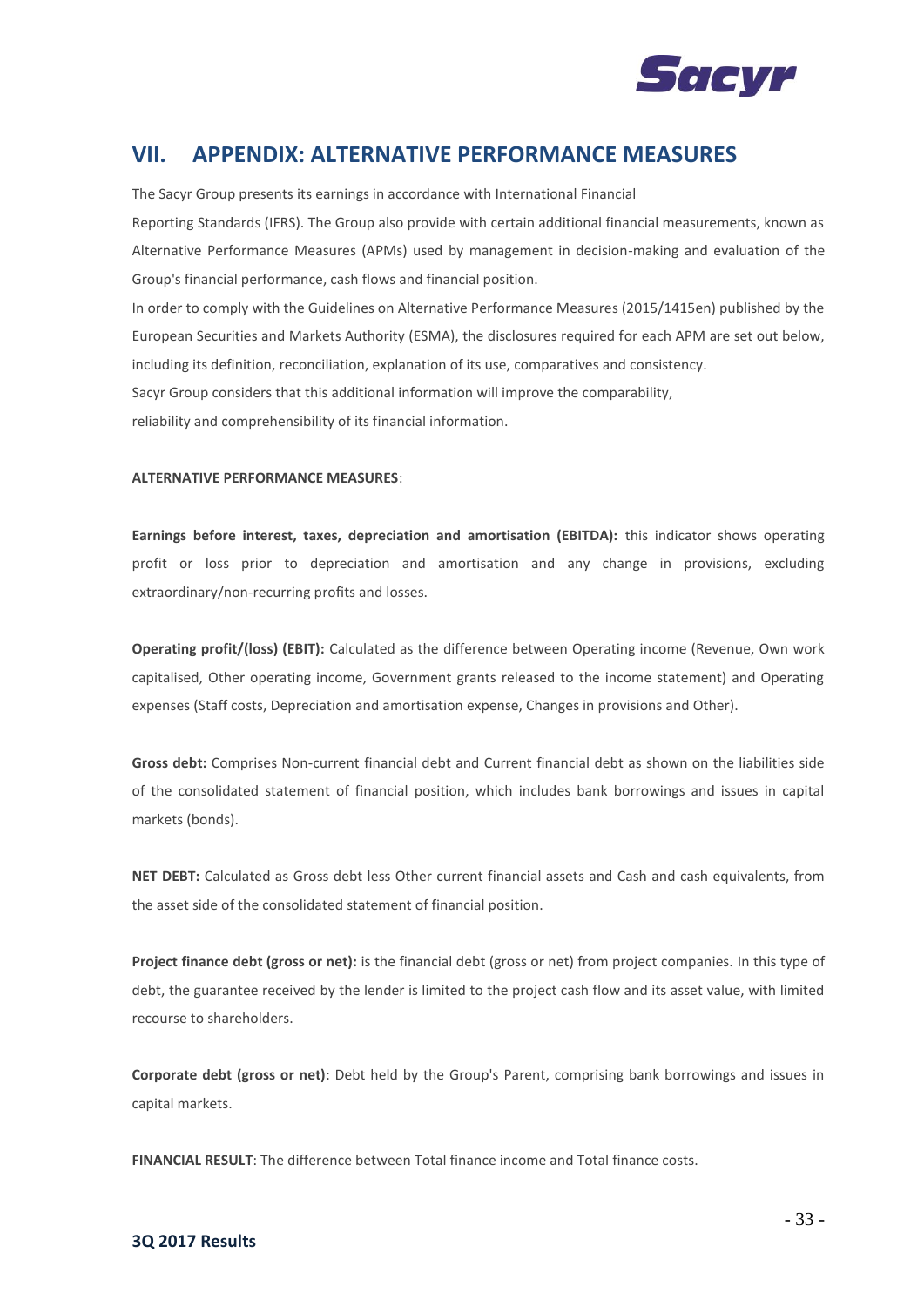## VII. APPENDIX: ALTERNATIVE PERFORMANCE MEASURES

The Sacyr Group presents its earnings in accordance with International Financial Reporting Standards (IFRS). The Group also provide with certain additional financial measurements, known as Alternative Performance Measures (APMs) used by management in decision-making and evaluation of the Group's financial performance, cash flows and financial position.

In order to comply with the Guidelines on Alternative Performance Measures (2015/1415en) published by the European Securities and Markets Authority (ESMA), the disclosures required for each APM are set out below, including its definition, reconciliation, explanation of its use, comparatives and consistency.

Sacyr Group considers that this additional information will improve the comparability, reliability and comprehensibility of its financial information.

**ALTERNATIVE PERFORMANCE MEASURES**:

**Earnings before interest, taxes, depreciation and amortisation (EBITDA):** this indicator shows operating profit or loss prior to depreciation and amortisation and any change in provisions, excluding extraordinary/non-recurring profits and losses.

**Operating profit/(loss) (EBIT):** Calculated as the difference between Operating income (Revenue, Own work capitalised, Other operating income, Government grants released to the income statement) and Operating expenses (Staff costs, Depreciation and amortisation expense, Changes in provisions and Other).

**Gross debt:** Comprises Non-current financial debt and Current financial debt as shown on the liabilities side of the consolidated statement of financial position, which includes bank borrowings and issues in capital markets (bonds).

**NET DEBT:** Calculated as Gross debt less Other current financial assets and Cash and cash equivalents, from the asset side of the consolidated statement of financial position.

**Project finance debt (gross or net):** is the financial debt (gross or net) from project companies. In this type of debt, the guarantee received by the lender is limited to the project cash flow and its asset value, with limited recourse to shareholders.

**Corporate debt (gross or net)**: Debt held by the Group's Parent, comprising bank borrowings and issues in capital markets.

**FINANCIAL RESULT**: The difference between Total finance income and Total finance costs.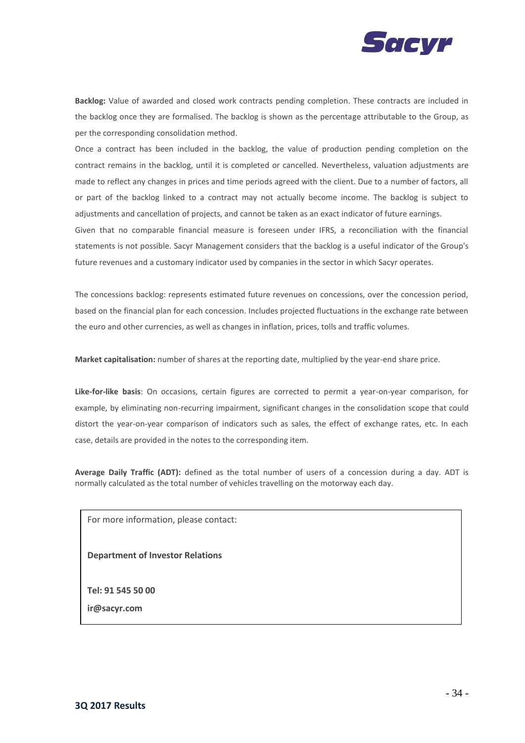**Backlog:** Value of awarded and closed work contracts pending completion. These contracts are included in the backlog once they are formalised. The backlog is shown as the percentage attributable to the Group, as per the corresponding consolidation method.

Once a contract has been included in the backlog, the value of production pending completion on the contract remains in the backlog, until it is completed or cancelled. Nevertheless, valuation adjustments are made to reflect any changes in prices and time periods agreed with the client. Due to a number of factors, all or part of the backlog linked to a contract may not actually become income. The backlog is subject to adjustments and cancellation of projects, and cannot be taken as an exact indicator of future earnings.

Given that no comparable financial measure is foreseen under IFRS, a reconciliation with the financial statements is not possible. Sacyr Management considers that the backlog is a useful indicator of the Group's future revenues and a customary indicator used by companies in the sector in which Sacyr operates.

The concessions backlog: represents estimated future revenues on concessions, over the concession period, based on the financial plan for each concession. Includes projected fluctuations in the exchange rate between the euro and other currencies, as well as changes in inflation, prices, tolls and traffic volumes.

**Market capitalisation:** number of shares at the reporting date, multiplied by the year-end share price.

**Like-for-like basis**: On occasions, certain figures are corrected to permit a year-on-year comparison, for example, by eliminating non-recurring impairment, significant changes in the consolidation scope that could distort the year-on-year comparison of indicators such as sales, the effect of exchange rates, etc. In each case, details are provided in the notes to the corresponding item.

**Average Daily Traffic (ADT):** defined as the total number of users of a concession during a day. ADT is normally calculated as the total number of vehicles travelling on the motorway each day.

For more information, please contact:

**Department of Investor Relations**

**Tel: 91 545 50 00**

**ir@sacyr.com**